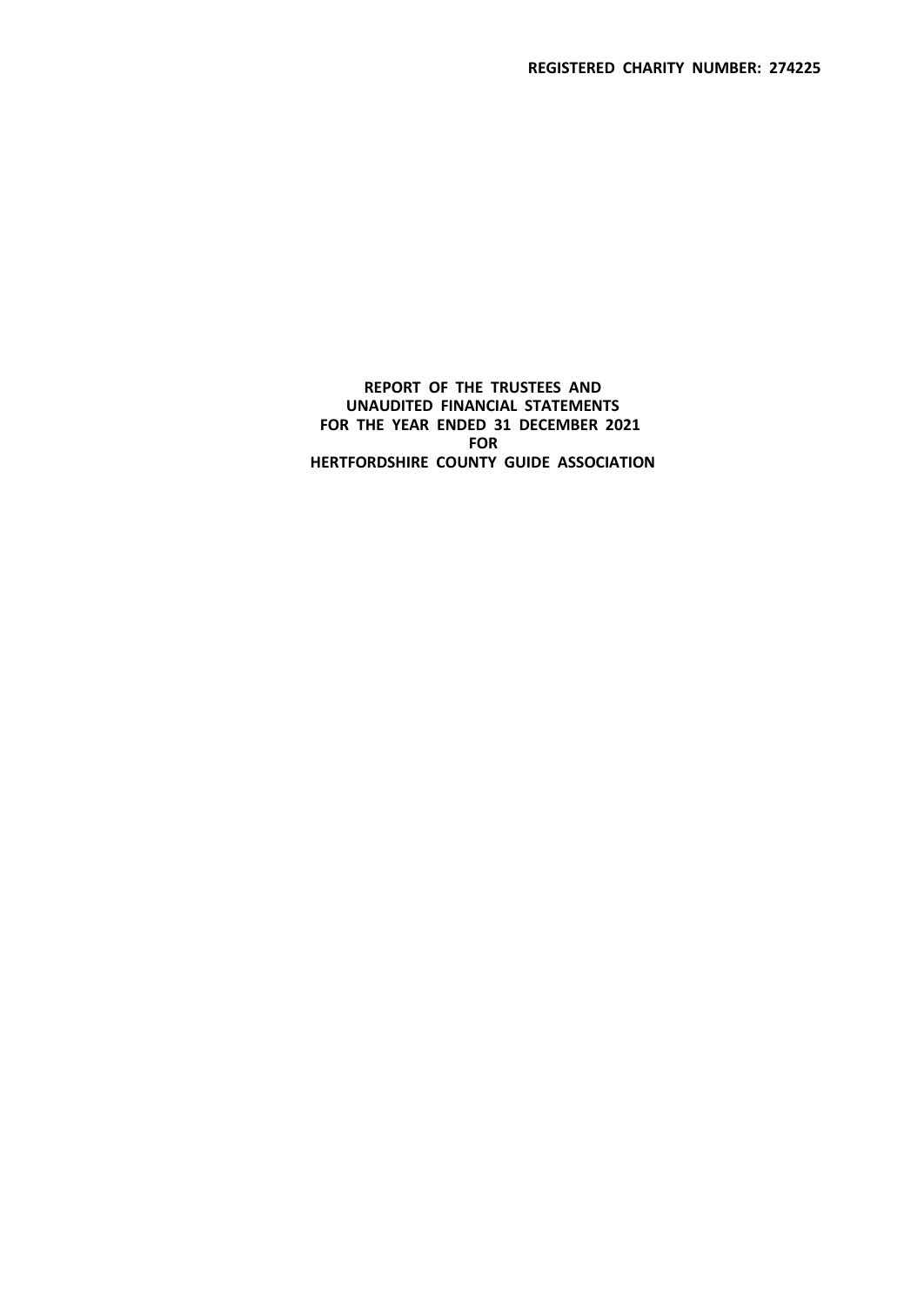**REGISTERED CHARITY NUMBER: 274225**

**REPORT OF THE TRUSTEES AND**
**UNAUDITED FINANCIAL STATEMENTS**
**FOR THE YEAR ENDED 31 DECEMBER 2021**
**FOR**
**HERTFORDSHIRE COUNTY GUIDE ASSOCIATION**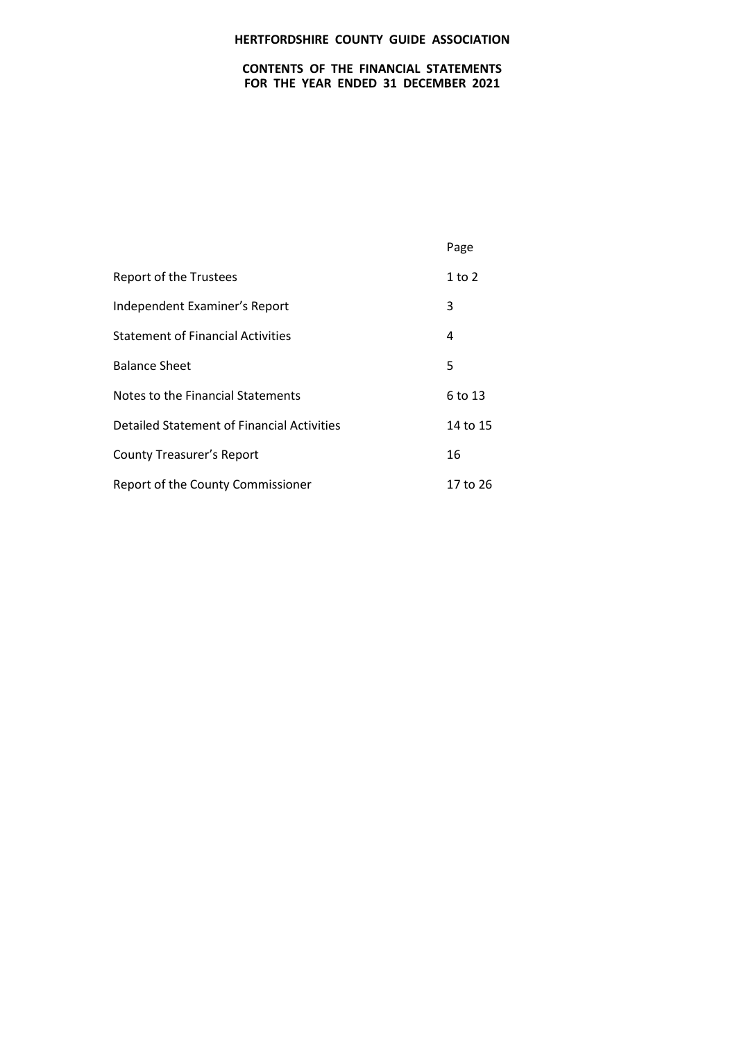# HERTFORDSHIRE COUNTY GUIDE ASSOCIATION

## CONTENTS OF THE FINANCIAL STATEMENTS FOR THE YEAR ENDED 31 DECEMBER 2021

| | Page |
|---|---|
| Report of the Trustees | 1 to 2 |
| Independent Examiner's Report | 3 |
| Statement of Financial Activities | 4 |
| Balance Sheet | 5 |
| Notes to the Financial Statements | 6 to 13 |
| Detailed Statement of Financial Activities | 14 to 15 |
| County Treasurer's Report | 16 |
| Report of the County Commissioner | 17 to 26 |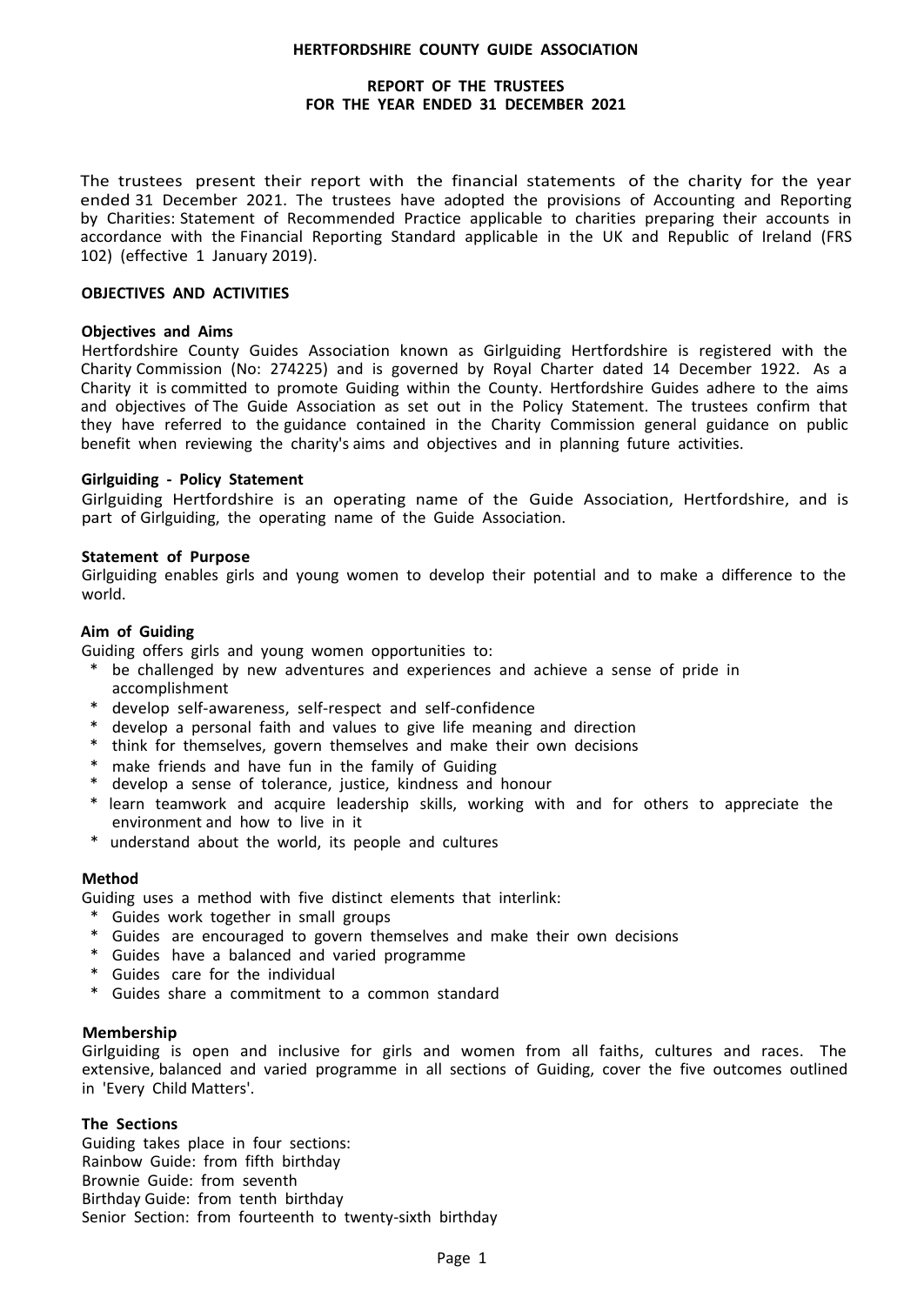# HERTFORDSHIRE COUNTY GUIDE ASSOCIATION

## REPORT OF THE TRUSTEES
## FOR THE YEAR ENDED 31 DECEMBER 2021

The trustees present their report with the financial statements of the charity for the year ended 31 December 2021. The trustees have adopted the provisions of Accounting and Reporting by Charities: Statement of Recommended Practice applicable to charities preparing their accounts in accordance with the Financial Reporting Standard applicable in the UK and Republic of Ireland (FRS 102) (effective 1 January 2019).

### OBJECTIVES AND ACTIVITIES

**Objectives and Aims**

Hertfordshire County Guides Association known as Girlguiding Hertfordshire is registered with the Charity Commission (No: 274225) and is governed by Royal Charter dated 14 December 1922. As a Charity it is committed to promote Guiding within the County. Hertfordshire Guides adhere to the aims and objectives of The Guide Association as set out in the Policy Statement. The trustees confirm that they have referred to the guidance contained in the Charity Commission general guidance on public benefit when reviewing the charity's aims and objectives and in planning future activities.

**Girlguiding - Policy Statement**

Girlguiding Hertfordshire is an operating name of the Guide Association, Hertfordshire, and is part of Girlguiding, the operating name of the Guide Association.

**Statement of Purpose**

Girlguiding enables girls and young women to develop their potential and to make a difference to the world.

**Aim of Guiding**

Guiding offers girls and young women opportunities to:

* be challenged by new adventures and experiences and achieve a sense of pride in accomplishment
* develop self-awareness, self-respect and self-confidence
* develop a personal faith and values to give life meaning and direction
* think for themselves, govern themselves and make their own decisions
* make friends and have fun in the family of Guiding
* develop a sense of tolerance, justice, kindness and honour
* learn teamwork and acquire leadership skills, working with and for others to appreciate the environment and how to live in it
* understand about the world, its people and cultures

**Method**

Guiding uses a method with five distinct elements that interlink:

* Guides work together in small groups
* Guides are encouraged to govern themselves and make their own decisions
* Guides have a balanced and varied programme
* Guides care for the individual
* Guides share a commitment to a common standard

**Membership**

Girlguiding is open and inclusive for girls and women from all faiths, cultures and races. The extensive, balanced and varied programme in all sections of Guiding, cover the five outcomes outlined in 'Every Child Matters'.

**The Sections**

Guiding takes place in four sections:
Rainbow Guide: from fifth birthday
Brownie Guide: from seventh
Birthday Guide: from tenth birthday
Senior Section: from fourteenth to twenty-sixth birthday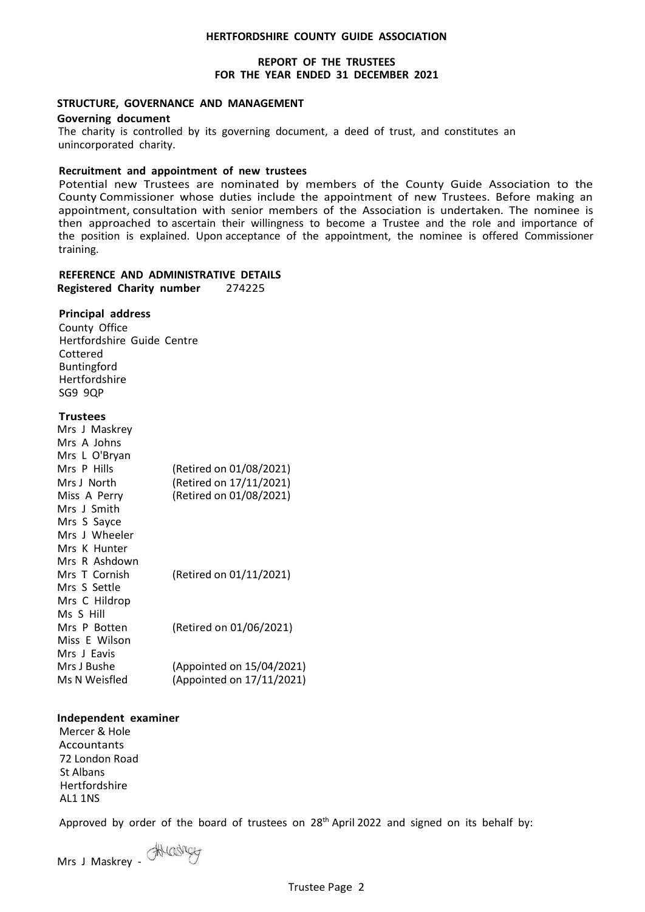# HERTFORDSHIRE COUNTY GUIDE ASSOCIATION

## REPORT OF THE TRUSTEES
## FOR THE YEAR ENDED 31 DECEMBER 2021

### STRUCTURE, GOVERNANCE AND MANAGEMENT

**Governing document**

The charity is controlled by its governing document, a deed of trust, and constitutes an unincorporated charity.

**Recruitment and appointment of new trustees**

Potential new Trustees are nominated by members of the County Guide Association to the County Commissioner whose duties include the appointment of new Trustees. Before making an appointment, consultation with senior members of the Association is undertaken. The nominee is then approached to ascertain their willingness to become a Trustee and the role and importance of the position is explained. Upon acceptance of the appointment, the nominee is offered Commissioner training.

### REFERENCE AND ADMINISTRATIVE DETAILS

**Registered Charity number** 274225

**Principal address**

County Office
Hertfordshire Guide Centre
Cottered
Buntingford
Hertfordshire
SG9 9QP

**Trustees**

| | |
|---|---|
| Mrs J Maskrey | |
| Mrs A Johns | |
| Mrs L O'Bryan | |
| Mrs P Hills | (Retired on 01/08/2021) |
| Mrs J North | (Retired on 17/11/2021) |
| Miss A Perry | (Retired on 01/08/2021) |
| Mrs J Smith | |
| Mrs S Sayce | |
| Mrs J Wheeler | |
| Mrs K Hunter | |
| Mrs R Ashdown | |
| Mrs T Cornish | (Retired on 01/11/2021) |
| Mrs S Settle | |
| Mrs C Hildrop | |
| Ms S Hill | |
| Mrs P Botten | (Retired on 01/06/2021) |
| Miss E Wilson | |
| Mrs J Eavis | |
| Mrs J Bushe | (Appointed on 15/04/2021) |
| Ms N Weisfled | (Appointed on 17/11/2021) |

**Independent examiner**

Mercer & Hole
Accountants
72 London Road
St Albans
Hertfordshire
AL1 1NS

Approved by order of the board of trustees on 28th April 2022 and signed on its behalf by:

Mrs J Maskrey -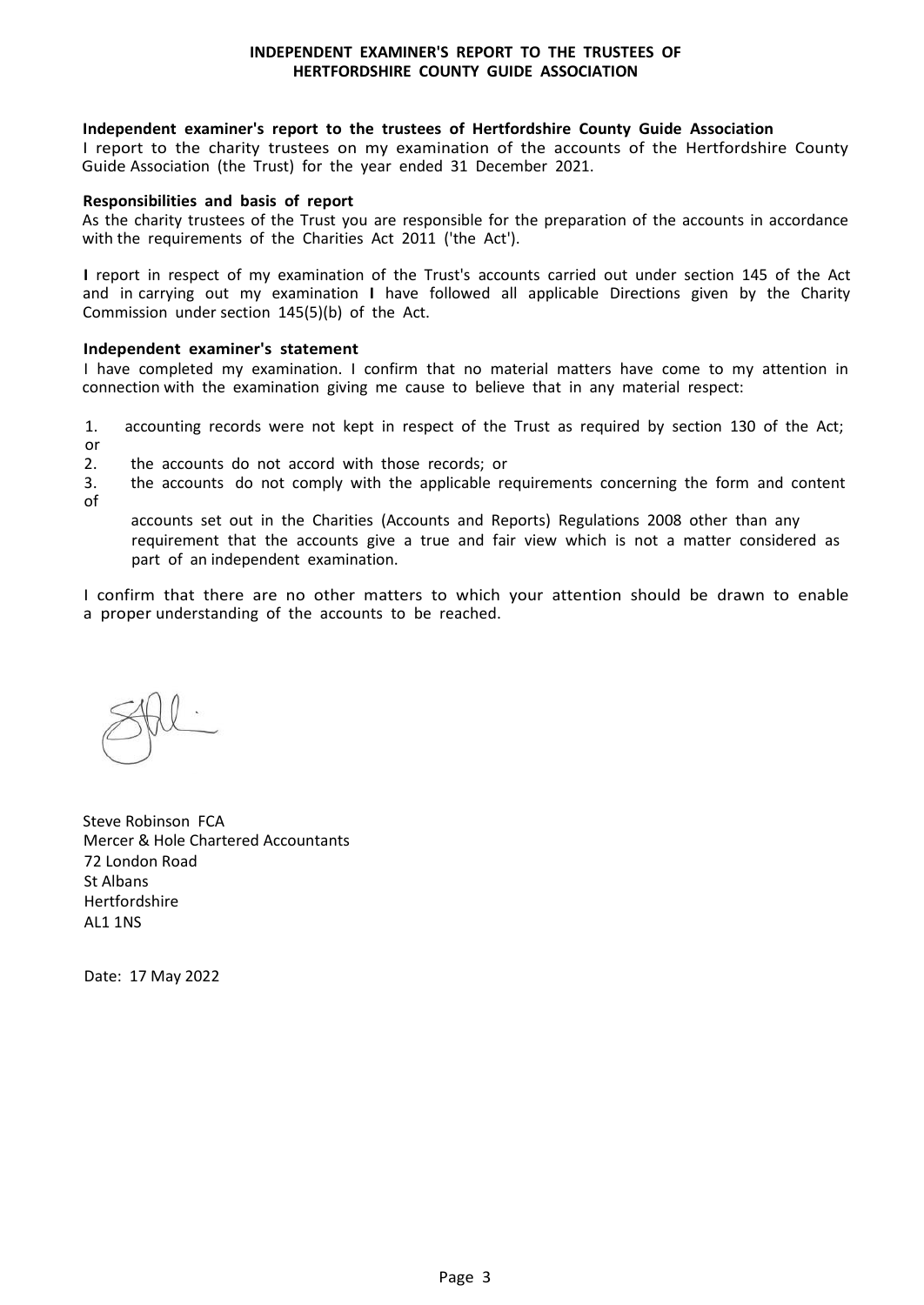# INDEPENDENT EXAMINER'S REPORT TO THE TRUSTEES OF HERTFORDSHIRE COUNTY GUIDE ASSOCIATION

**Independent examiner's report to the trustees of Hertfordshire County Guide Association**

I report to the charity trustees on my examination of the accounts of the Hertfordshire County Guide Association (the Trust) for the year ended 31 December 2021.

**Responsibilities and basis of report**

As the charity trustees of the Trust you are responsible for the preparation of the accounts in accordance with the requirements of the Charities Act 2011 ('the Act').

I report in respect of my examination of the Trust's accounts carried out under section 145 of the Act and in carrying out my examination I have followed all applicable Directions given by the Charity Commission under section 145(5)(b) of the Act.

**Independent examiner's statement**

I have completed my examination. I confirm that no material matters have come to my attention in connection with the examination giving me cause to believe that in any material respect:

1. accounting records were not kept in respect of the Trust as required by section 130 of the Act; or
2. the accounts do not accord with those records; or
3. the accounts do not comply with the applicable requirements concerning the form and content of accounts set out in the Charities (Accounts and Reports) Regulations 2008 other than any requirement that the accounts give a true and fair view which is not a matter considered as part of an independent examination.

I confirm that there are no other matters to which your attention should be drawn to enable a proper understanding of the accounts to be reached.

Steve Robinson FCA
Mercer & Hole Chartered Accountants
72 London Road
St Albans
Hertfordshire
AL1 1NS

Date: 17 May 2022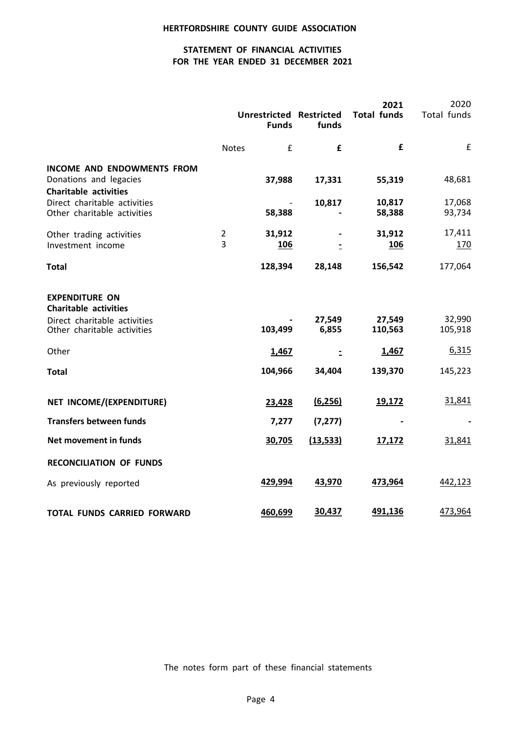# HERTFORDSHIRE COUNTY GUIDE ASSOCIATION

## STATEMENT OF FINANCIAL ACTIVITIES FOR THE YEAR ENDED 31 DECEMBER 2021

| | Notes | Unrestricted Funds | Restricted funds | 2021 Total funds | 2020 Total funds |
|---|---|---|---|---|---|
| | | £ | £ | £ | £ |
| **INCOME AND ENDOWMENTS FROM** | | | | | |
| Donations and legacies | | **37,988** | **17,331** | **55,319** | 48,681 |
| **Charitable activities** | | | | | |
| Direct charitable activities | | - | **10,817** | **10,817** | 17,068 |
| Other charitable activities | | **58,388** | **-** | **58,388** | 93,734 |
| Other trading activities | 2 | **31,912** | **-** | **31,912** | 17,411 |
| Investment income | 3 | **106** | **-** | **106** | 170 |
| **Total** | | **128,394** | **28,148** | **156,542** | 177,064 |
| **EXPENDITURE ON** | | | | | |
| **Charitable activities** | | | | | |
| Direct charitable activities | | **-** | **27,549** | **27,549** | 32,990 |
| Other charitable activities | | **103,499** | **6,855** | **110,563** | 105,918 |
| Other | | **1,467** | **-** | **1,467** | 6,315 |
| **Total** | | **104,966** | **34,404** | **139,370** | 145,223 |
| **NET INCOME/(EXPENDITURE)** | | **23,428** | **(6,256)** | **19,172** | 31,841 |
| **Transfers between funds** | | **7,277** | **(7,277)** | **-** | **-** |
| **Net movement in funds** | | **30,705** | **(13,533)** | **17,172** | 31,841 |
| **RECONCILIATION OF FUNDS** | | | | | |
| As previously reported | | **429,994** | **43,970** | **473,964** | 442,123 |
| **TOTAL FUNDS CARRIED FORWARD** | | **460,699** | **30,437** | **491,136** | 473,964 |

The notes form part of these financial statements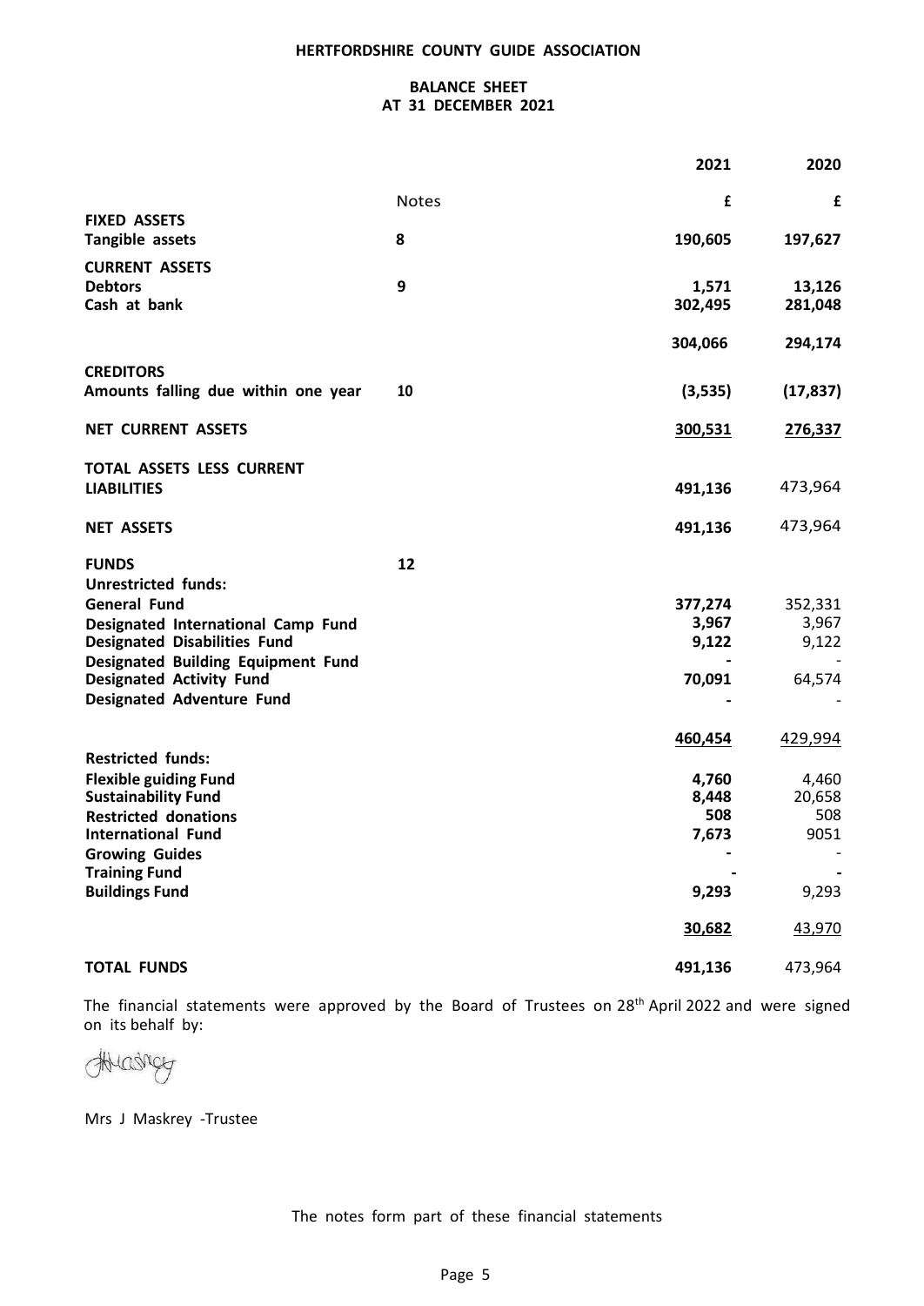# HERTFORDSHIRE COUNTY GUIDE ASSOCIATION

## BALANCE SHEET
## AT 31 DECEMBER 2021

| | Notes | 2021 | 2020 |
|---|---|---|---|
| | | £ | £ |
| **FIXED ASSETS** | | | |
| **Tangible assets** | 8 | 190,605 | 197,627 |
| **CURRENT ASSETS** | | | |
| **Debtors** | 9 | 1,571 | 13,126 |
| **Cash at bank** | | 302,495 | 281,048 |
| | | 304,066 | 294,174 |
| **CREDITORS** | | | |
| **Amounts falling due within one year** | 10 | (3,535) | (17,837) |
| **NET CURRENT ASSETS** | | 300,531 | 276,337 |
| **TOTAL ASSETS LESS CURRENT LIABILITIES** | | 491,136 | 473,964 |
| **NET ASSETS** | | 491,136 | 473,964 |
| **FUNDS** | 12 | | |
| **Unrestricted funds:** | | | |
| **General Fund** | | 377,274 | 352,331 |
| **Designated International Camp Fund** | | 3,967 | 3,967 |
| **Designated Disabilities Fund** | | 9,122 | 9,122 |
| **Designated Building Equipment Fund** | | - | - |
| **Designated Activity Fund** | | 70,091 | 64,574 |
| **Designated Adventure Fund** | | - | - |
| | | 460,454 | 429,994 |
| **Restricted funds:** | | | |
| **Flexible guiding Fund** | | 4,760 | 4,460 |
| **Sustainability Fund** | | 8,448 | 20,658 |
| **Restricted donations** | | 508 | 508 |
| **International Fund** | | 7,673 | 9051 |
| **Growing Guides** | | - | - |
| **Training Fund** | | - | - |
| **Buildings Fund** | | 9,293 | 9,293 |
| | | 30,682 | 43,970 |
| **TOTAL FUNDS** | | 491,136 | 473,964 |

The financial statements were approved by the Board of Trustees on 28th April 2022 and were signed on its behalf by:

Mrs J Maskrey -Trustee

The notes form part of these financial statements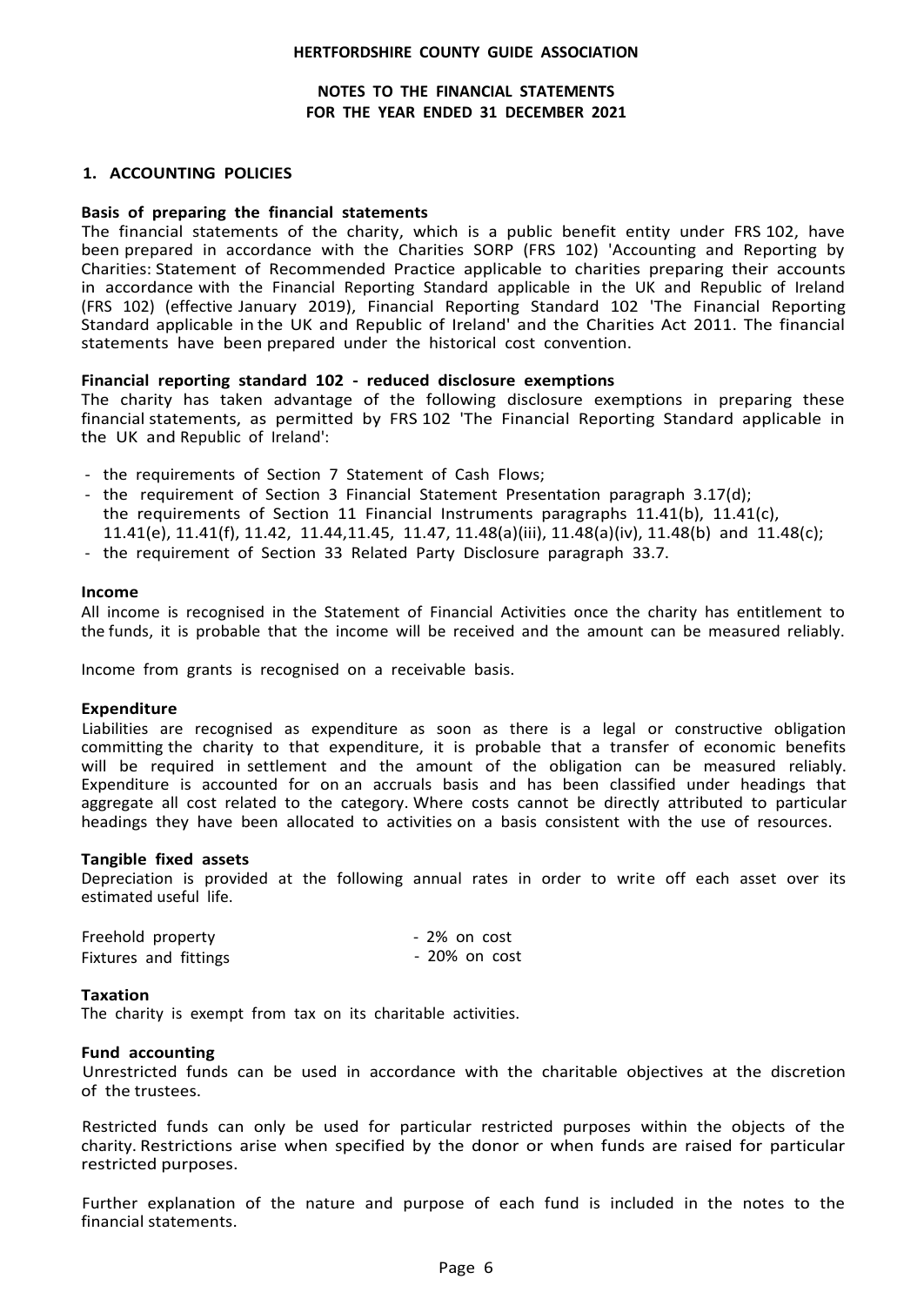HERTFORDSHIRE COUNTY GUIDE ASSOCIATION

NOTES TO THE FINANCIAL STATEMENTS
FOR THE YEAR ENDED 31 DECEMBER 2021

## 1. ACCOUNTING POLICIES

### Basis of preparing the financial statements

The financial statements of the charity, which is a public benefit entity under FRS 102, have been prepared in accordance with the Charities SORP (FRS 102) 'Accounting and Reporting by Charities: Statement of Recommended Practice applicable to charities preparing their accounts in accordance with the Financial Reporting Standard applicable in the UK and Republic of Ireland (FRS 102) (effective January 2019), Financial Reporting Standard 102 'The Financial Reporting Standard applicable in the UK and Republic of Ireland' and the Charities Act 2011. The financial statements have been prepared under the historical cost convention.

### Financial reporting standard 102 - reduced disclosure exemptions

The charity has taken advantage of the following disclosure exemptions in preparing these financial statements, as permitted by FRS 102 'The Financial Reporting Standard applicable in the UK and Republic of Ireland':

- the requirements of Section 7 Statement of Cash Flows;
- the requirement of Section 3 Financial Statement Presentation paragraph 3.17(d);
  the requirements of Section 11 Financial Instruments paragraphs 11.41(b), 11.41(c), 11.41(e), 11.41(f), 11.42, 11.44,11.45, 11.47, 11.48(a)(iii), 11.48(a)(iv), 11.48(b) and 11.48(c);
- the requirement of Section 33 Related Party Disclosure paragraph 33.7.

### Income

All income is recognised in the Statement of Financial Activities once the charity has entitlement to the funds, it is probable that the income will be received and the amount can be measured reliably.

Income from grants is recognised on a receivable basis.

### Expenditure

Liabilities are recognised as expenditure as soon as there is a legal or constructive obligation committing the charity to that expenditure, it is probable that a transfer of economic benefits will be required in settlement and the amount of the obligation can be measured reliably. Expenditure is accounted for on an accruals basis and has been classified under headings that aggregate all cost related to the category. Where costs cannot be directly attributed to particular headings they have been allocated to activities on a basis consistent with the use of resources.

### Tangible fixed assets

Depreciation is provided at the following annual rates in order to write off each asset over its estimated useful life.

| | |
|---|---|
| Freehold property | - 2% on cost |
| Fixtures and fittings | - 20% on cost |

### Taxation

The charity is exempt from tax on its charitable activities.

### Fund accounting

Unrestricted funds can be used in accordance with the charitable objectives at the discretion of the trustees.

Restricted funds can only be used for particular restricted purposes within the objects of the charity. Restrictions arise when specified by the donor or when funds are raised for particular restricted purposes.

Further explanation of the nature and purpose of each fund is included in the notes to the financial statements.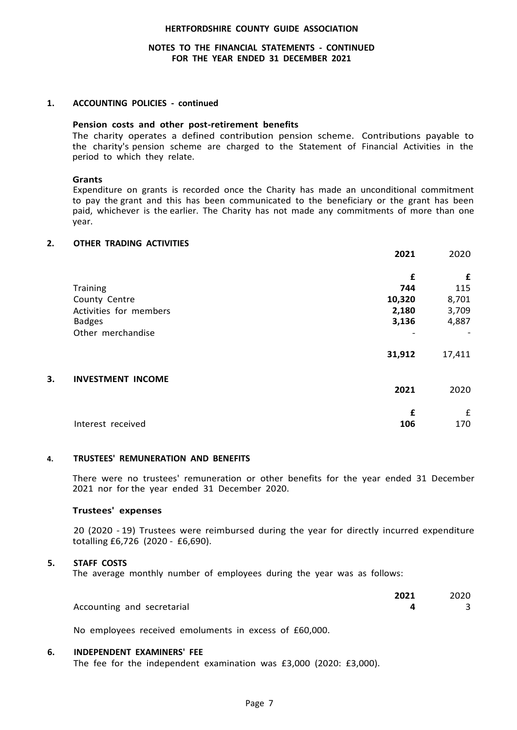**HERTFORDSHIRE COUNTY GUIDE ASSOCIATION**

**NOTES TO THE FINANCIAL STATEMENTS - CONTINUED**
**FOR THE YEAR ENDED 31 DECEMBER 2021**

## 1. ACCOUNTING POLICIES - continued

### Pension costs and other post-retirement benefits

The charity operates a defined contribution pension scheme. Contributions payable to the charity's pension scheme are charged to the Statement of Financial Activities in the period to which they relate.

### Grants

Expenditure on grants is recorded once the Charity has made an unconditional commitment to pay the grant and this has been communicated to the beneficiary or the grant has been paid, whichever is the earlier. The Charity has not made any commitments of more than one year.

## 2. OTHER TRADING ACTIVITIES

| | **2021** | 2020 |
|---|---|---|
| | **£** | **£** |
| Training | **744** | 115 |
| County Centre | **10,320** | 8,701 |
| Activities for members | **2,180** | 3,709 |
| Badges | **3,136** | 4,887 |
| Other merchandise | - | - |
| | **31,912** | 17,411 |

## 3. INVESTMENT INCOME

| | **2021** | 2020 |
|---|---|---|
| | **£** | £ |
| Interest received | **106** | 170 |

## 4. TRUSTEES' REMUNERATION AND BENEFITS

There were no trustees' remuneration or other benefits for the year ended 31 December 2021 nor for the year ended 31 December 2020.

### Trustees' expenses

20 (2020 - 19) Trustees were reimbursed during the year for directly incurred expenditure totalling £6,726 (2020 - £6,690).

## 5. STAFF COSTS

The average monthly number of employees during the year was as follows:

| | **2021** | 2020 |
|---|---|---|
| Accounting and secretarial | **4** | 3 |

No employees received emoluments in excess of £60,000.

## 6. INDEPENDENT EXAMINERS' FEE

The fee for the independent examination was £3,000 (2020: £3,000).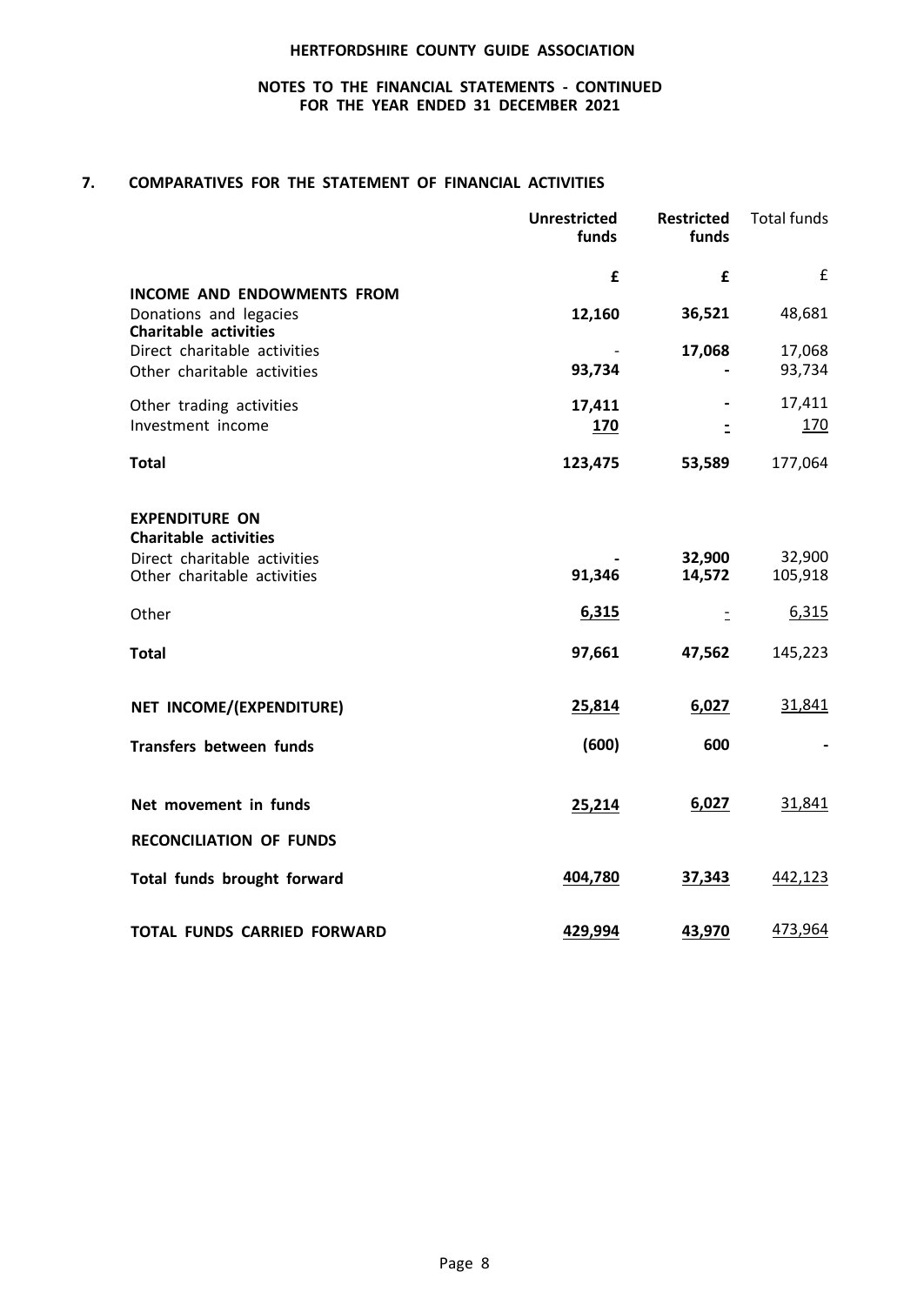## 7. COMPARATIVES FOR THE STATEMENT OF FINANCIAL ACTIVITIES

| | Unrestricted funds | Restricted funds | Total funds |
|---|---|---|---|
| | £ | £ | £ |
| **INCOME AND ENDOWMENTS FROM** | | | |
| Donations and legacies | 12,160 | 36,521 | 48,681 |
| **Charitable activities** | | | |
| Direct charitable activities | - | 17,068 | 17,068 |
| Other charitable activities | 93,734 | - | 93,734 |
| Other trading activities | 17,411 | - | 17,411 |
| Investment income | 170 | - | 170 |
| **Total** | 123,475 | 53,589 | 177,064 |
| **EXPENDITURE ON** | | | |
| **Charitable activities** | | | |
| Direct charitable activities | - | 32,900 | 32,900 |
| Other charitable activities | 91,346 | 14,572 | 105,918 |
| Other | 6,315 | - | 6,315 |
| **Total** | 97,661 | 47,562 | 145,223 |
| **NET INCOME/(EXPENDITURE)** | 25,814 | 6,027 | 31,841 |
| **Transfers between funds** | (600) | 600 | - |
| **Net movement in funds** | 25,214 | 6,027 | 31,841 |
| **RECONCILIATION OF FUNDS** | | | |
| **Total funds brought forward** | 404,780 | 37,343 | 442,123 |
| **TOTAL FUNDS CARRIED FORWARD** | 429,994 | 43,970 | 473,964 |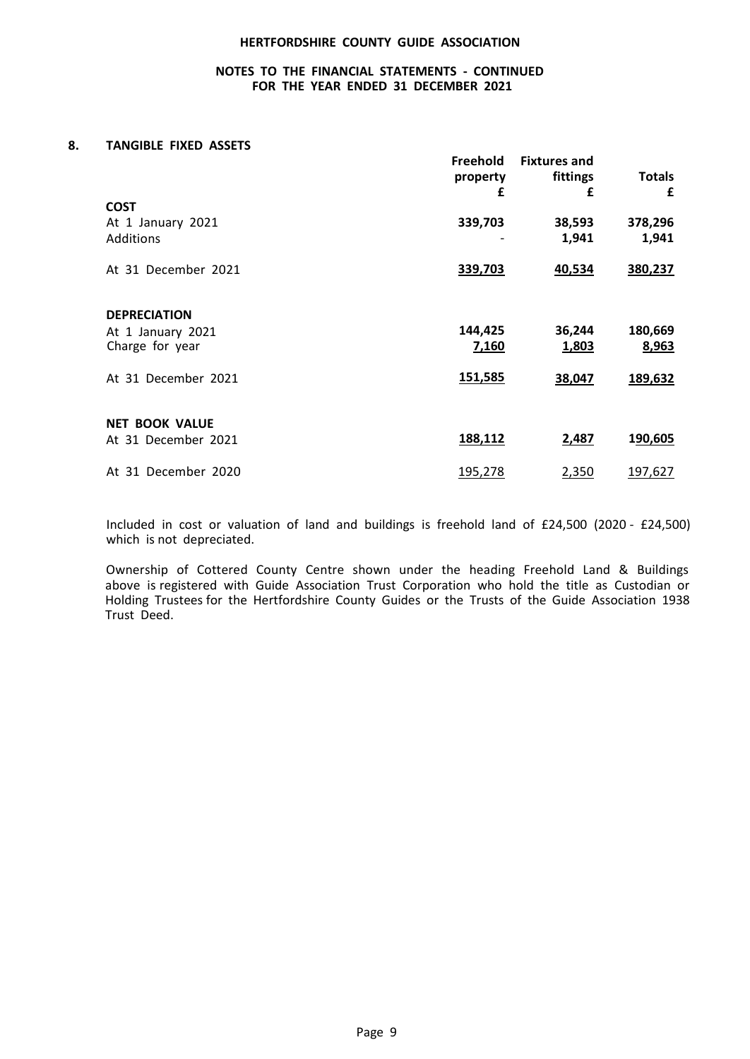**HERTFORDSHIRE COUNTY GUIDE ASSOCIATION**

**NOTES TO THE FINANCIAL STATEMENTS - CONTINUED**
**FOR THE YEAR ENDED 31 DECEMBER 2021**

## 8. TANGIBLE FIXED ASSETS

| | Freehold property £ | Fixtures and fittings £ | Totals £ |
|---|---|---|---|
| **COST** | | | |
| At 1 January 2021 | 339,703 | 38,593 | 378,296 |
| Additions | - | 1,941 | 1,941 |
| At 31 December 2021 | 339,703 | 40,534 | 380,237 |
| **DEPRECIATION** | | | |
| At 1 January 2021 | 144,425 | 36,244 | 180,669 |
| Charge for year | 7,160 | 1,803 | 8,963 |
| At 31 December 2021 | 151,585 | 38,047 | 189,632 |
| **NET BOOK VALUE** | | | |
| At 31 December 2021 | 188,112 | 2,487 | 190,605 |
| At 31 December 2020 | 195,278 | 2,350 | 197,627 |

Included in cost or valuation of land and buildings is freehold land of £24,500 (2020 - £24,500) which is not depreciated.

Ownership of Cottered County Centre shown under the heading Freehold Land & Buildings above is registered with Guide Association Trust Corporation who hold the title as Custodian or Holding Trustees for the Hertfordshire County Guides or the Trusts of the Guide Association 1938 Trust Deed.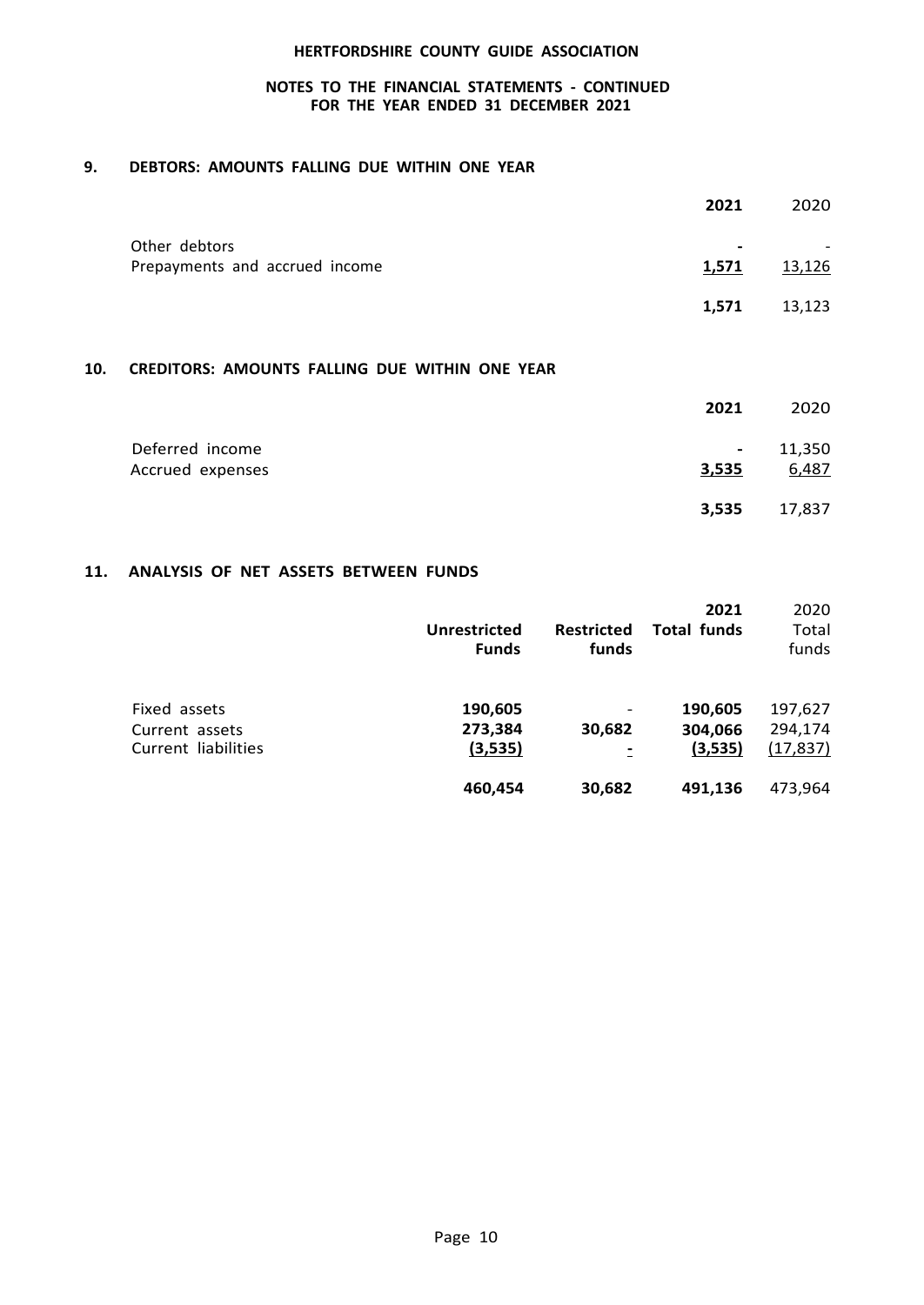HERTFORDSHIRE COUNTY GUIDE ASSOCIATION

NOTES TO THE FINANCIAL STATEMENTS - CONTINUED
FOR THE YEAR ENDED 31 DECEMBER 2021

## 9. DEBTORS: AMOUNTS FALLING DUE WITHIN ONE YEAR

| | **2021** | 2020 |
|---|---|---|
| Other debtors | - | - |
| Prepayments and accrued income | **1,571** | 13,126 |
| | **1,571** | 13,123 |

## 10. CREDITORS: AMOUNTS FALLING DUE WITHIN ONE YEAR

| | **2021** | 2020 |
|---|---|---|
| Deferred income | - | 11,350 |
| Accrued expenses | **3,535** | 6,487 |
| | **3,535** | 17,837 |

## 11. ANALYSIS OF NET ASSETS BETWEEN FUNDS

| | **Unrestricted Funds** | **Restricted funds** | **2021 Total funds** | 2020 Total funds |
|---|---|---|---|---|
| Fixed assets | **190,605** | - | **190,605** | 197,627 |
| Current assets | **273,384** | **30,682** | **304,066** | 294,174 |
| Current liabilities | **(3,535)** | - | **(3,535)** | (17,837) |
| | **460,454** | **30,682** | **491,136** | 473,964 |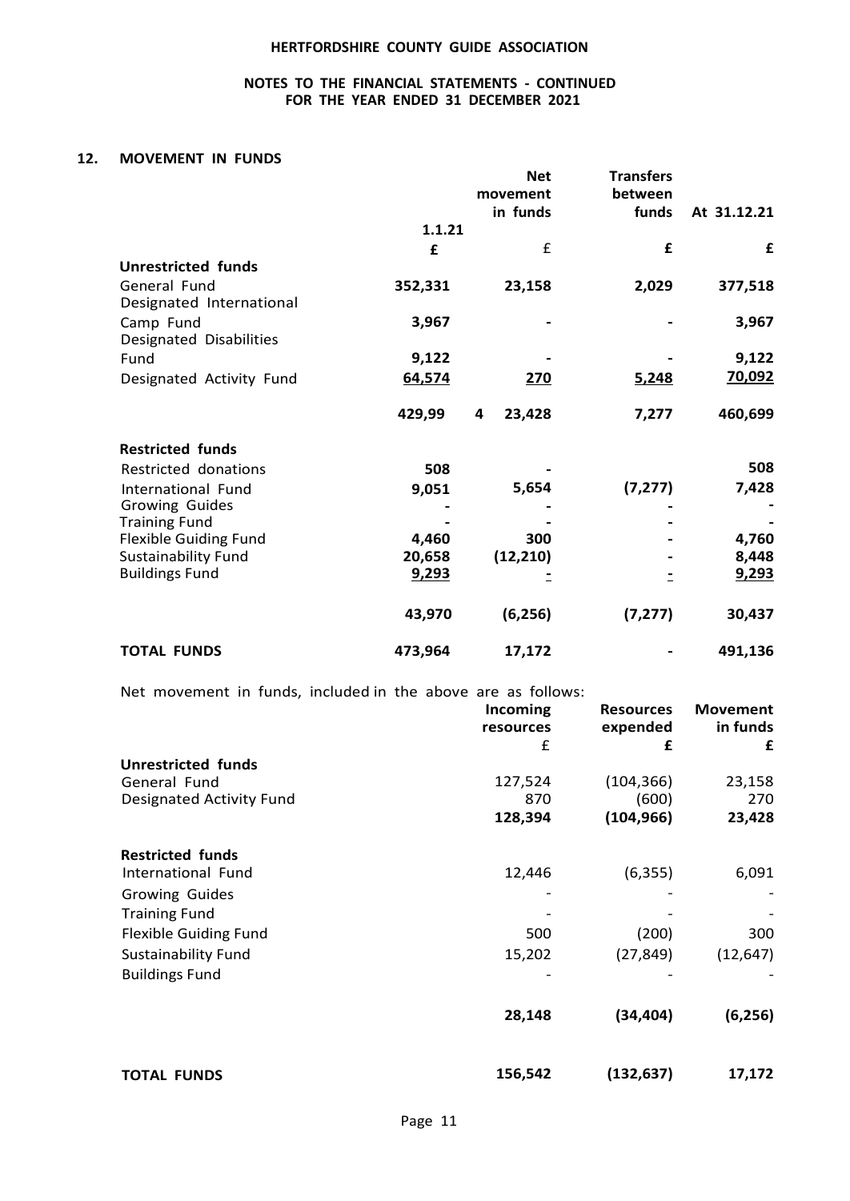# HERTFORDSHIRE COUNTY GUIDE ASSOCIATION

## NOTES TO THE FINANCIAL STATEMENTS - CONTINUED FOR THE YEAR ENDED 31 DECEMBER 2021

### 12. MOVEMENT IN FUNDS

| | 1.1.21 | Net movement in funds | Transfers between funds | At 31.12.21 |
|---|---|---|---|---|
| | £ | £ | £ | £ |
| **Unrestricted funds** | | | | |
| General Fund | 352,331 | 23,158 | 2,029 | 377,518 |
| Designated International Camp Fund | 3,967 | - | - | 3,967 |
| Designated Disabilities Fund | 9,122 | - | - | 9,122 |
| Designated Activity Fund | 64,574 | 270 | 5,248 | 70,092 |
| | 429,99 4 | 23,428 | 7,277 | 460,699 |
| **Restricted funds** | | | | |
| Restricted donations | 508 | - | | 508 |
| International Fund | 9,051 | 5,654 | (7,277) | 7,428 |
| Growing Guides | - | - | - | - |
| Training Fund | - | - | - | - |
| Flexible Guiding Fund | 4,460 | 300 | - | 4,760 |
| Sustainability Fund | 20,658 | (12,210) | - | 8,448 |
| Buildings Fund | 9,293 | - | - | 9,293 |
| | 43,970 | (6,256) | (7,277) | 30,437 |
| **TOTAL FUNDS** | 473,964 | 17,172 | - | 491,136 |

Net movement in funds, included in the above are as follows:

| | Incoming resources | Resources expended | Movement in funds |
|---|---|---|---|
| | £ | £ | £ |
| **Unrestricted funds** | | | |
| General Fund | 127,524 | (104,366) | 23,158 |
| Designated Activity Fund | 870 | (600) | 270 |
| | **128,394** | **(104,966)** | **23,428** |
| **Restricted funds** | | | |
| International Fund | 12,446 | (6,355) | 6,091 |
| Growing Guides | - | - | - |
| Training Fund | - | - | - |
| Flexible Guiding Fund | 500 | (200) | 300 |
| Sustainability Fund | 15,202 | (27,849) | (12,647) |
| Buildings Fund | - | - | - |
| | **28,148** | **(34,404)** | **(6,256)** |
| **TOTAL FUNDS** | **156,542** | **(132,637)** | **17,172** |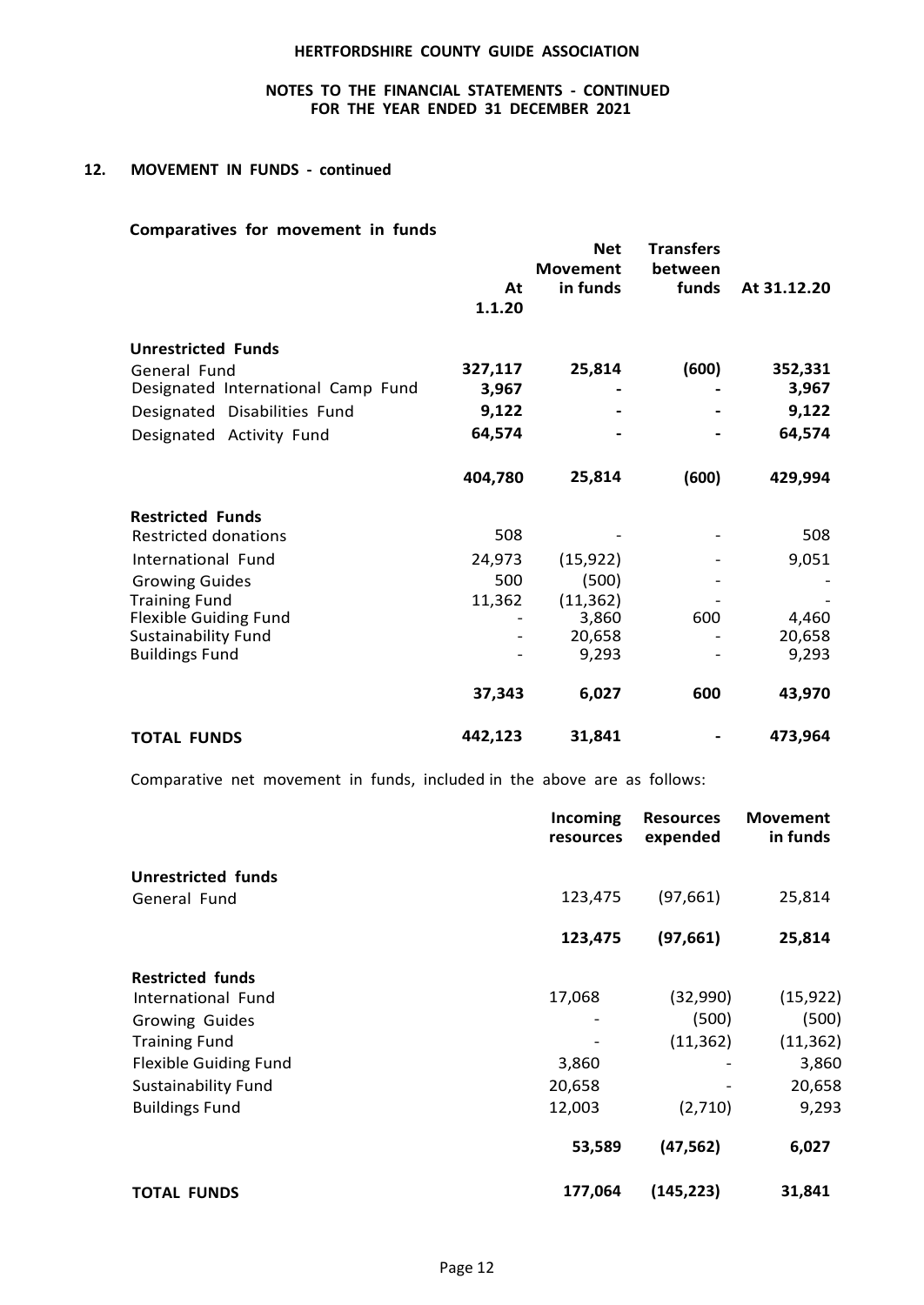HERTFORDSHIRE COUNTY GUIDE ASSOCIATION

NOTES TO THE FINANCIAL STATEMENTS - CONTINUED
FOR THE YEAR ENDED 31 DECEMBER 2021

## 12. MOVEMENT IN FUNDS - continued

### Comparatives for movement in funds

| | At 1.1.20 | Net Movement in funds | Transfers between funds | At 31.12.20 |
|---|---|---|---|---|
| **Unrestricted Funds** | | | | |
| General Fund | **327,117** | **25,814** | **(600)** | **352,331** |
| Designated International Camp Fund | **3,967** | **-** | **-** | **3,967** |
| Designated Disabilities Fund | **9,122** | **-** | **-** | **9,122** |
| Designated Activity Fund | **64,574** | **-** | **-** | **64,574** |
| | **404,780** | **25,814** | **(600)** | **429,994** |
| **Restricted Funds** | | | | |
| Restricted donations | 508 | - | - | 508 |
| International Fund | 24,973 | (15,922) | - | 9,051 |
| Growing Guides | 500 | (500) | - | - |
| Training Fund | 11,362 | (11,362) | - | - |
| Flexible Guiding Fund | - | 3,860 | 600 | 4,460 |
| Sustainability Fund | - | 20,658 | - | 20,658 |
| Buildings Fund | - | 9,293 | - | 9,293 |
| | **37,343** | **6,027** | **600** | **43,970** |
| **TOTAL FUNDS** | **442,123** | **31,841** | **-** | **473,964** |

Comparative net movement in funds, included in the above are as follows:

| | Incoming resources | Resources expended | Movement in funds |
|---|---|---|---|
| **Unrestricted funds** | | | |
| General Fund | 123,475 | (97,661) | 25,814 |
| | **123,475** | **(97,661)** | **25,814** |
| **Restricted funds** | | | |
| International Fund | 17,068 | (32,990) | (15,922) |
| Growing Guides | - | (500) | (500) |
| Training Fund | - | (11,362) | (11,362) |
| Flexible Guiding Fund | 3,860 | - | 3,860 |
| Sustainability Fund | 20,658 | - | 20,658 |
| Buildings Fund | 12,003 | (2,710) | 9,293 |
| | **53,589** | **(47,562)** | **6,027** |
| **TOTAL FUNDS** | **177,064** | **(145,223)** | **31,841** |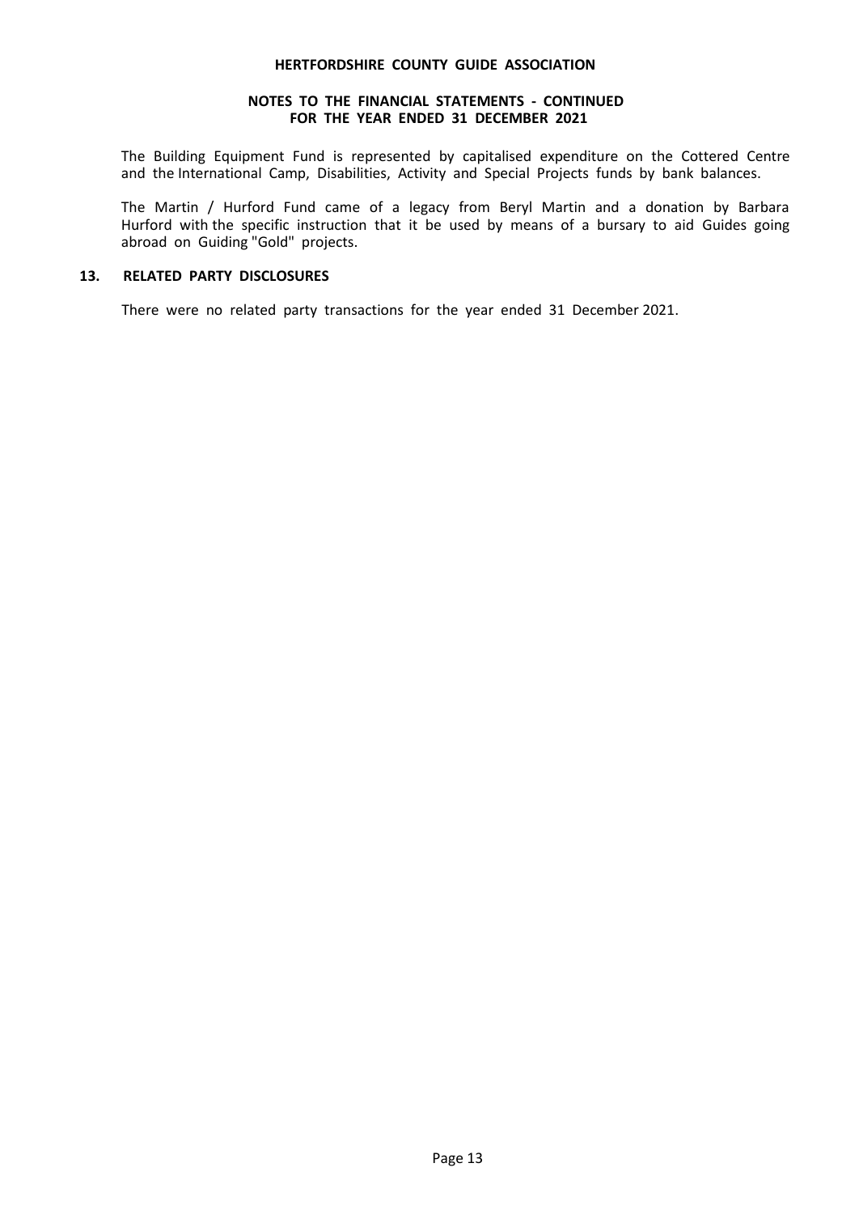The Building Equipment Fund is represented by capitalised expenditure on the Cottered Centre and the International Camp, Disabilities, Activity and Special Projects funds by bank balances.

The Martin / Hurford Fund came of a legacy from Beryl Martin and a donation by Barbara Hurford with the specific instruction that it be used by means of a bursary to aid Guides going abroad on Guiding "Gold" projects.

## 13. RELATED PARTY DISCLOSURES

There were no related party transactions for the year ended 31 December 2021.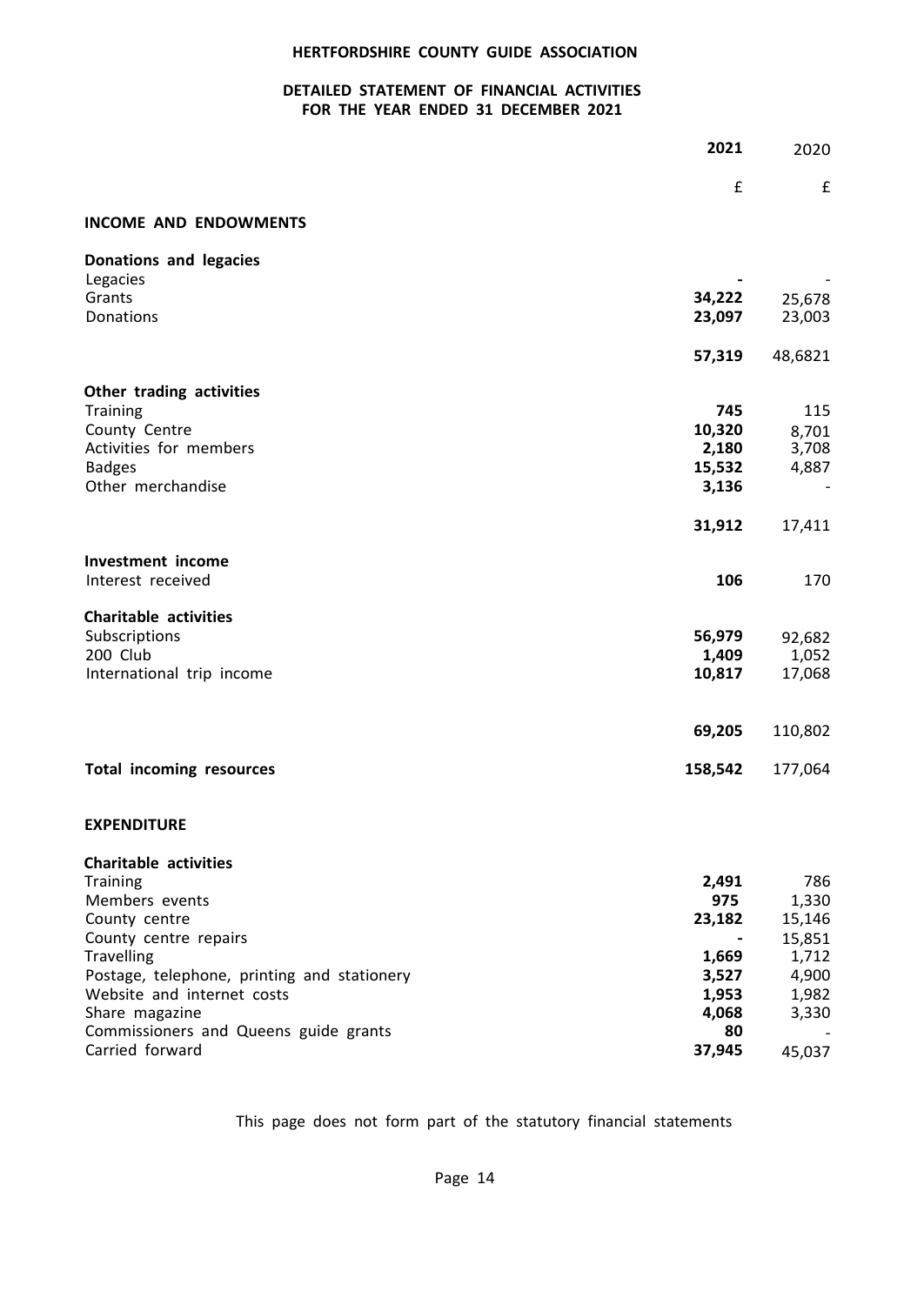**HERTFORDSHIRE COUNTY GUIDE ASSOCIATION**

**DETAILED STATEMENT OF FINANCIAL ACTIVITIES**
**FOR THE YEAR ENDED 31 DECEMBER 2021**

| | 2021 | 2020 |
|---|---|---|
| | £ | £ |
| **INCOME AND ENDOWMENTS** | | |
| **Donations and legacies** | | |
| Legacies | - | - |
| Grants | 34,222 | 25,678 |
| Donations | 23,097 | 23,003 |
| | 57,319 | 48,6821 |
| **Other trading activities** | | |
| Training | 745 | 115 |
| County Centre | 10,320 | 8,701 |
| Activities for members | 2,180 | 3,708 |
| Badges | 15,532 | 4,887 |
| Other merchandise | 3,136 | - |
| | 31,912 | 17,411 |
| **Investment income** | | |
| Interest received | 106 | 170 |
| **Charitable activities** | | |
| Subscriptions | 56,979 | 92,682 |
| 200 Club | 1,409 | 1,052 |
| International trip income | 10,817 | 17,068 |
| | 69,205 | 110,802 |
| **Total incoming resources** | 158,542 | 177,064 |
| **EXPENDITURE** | | |
| **Charitable activities** | | |
| Training | 2,491 | 786 |
| Members events | 975 | 1,330 |
| County centre | 23,182 | 15,146 |
| County centre repairs | - | 15,851 |
| Travelling | 1,669 | 1,712 |
| Postage, telephone, printing and stationery | 3,527 | 4,900 |
| Website and internet costs | 1,953 | 1,982 |
| Share magazine | 4,068 | 3,330 |
| Commissioners and Queens guide grants | 80 | - |
| Carried forward | 37,945 | 45,037 |

This page does not form part of the statutory financial statements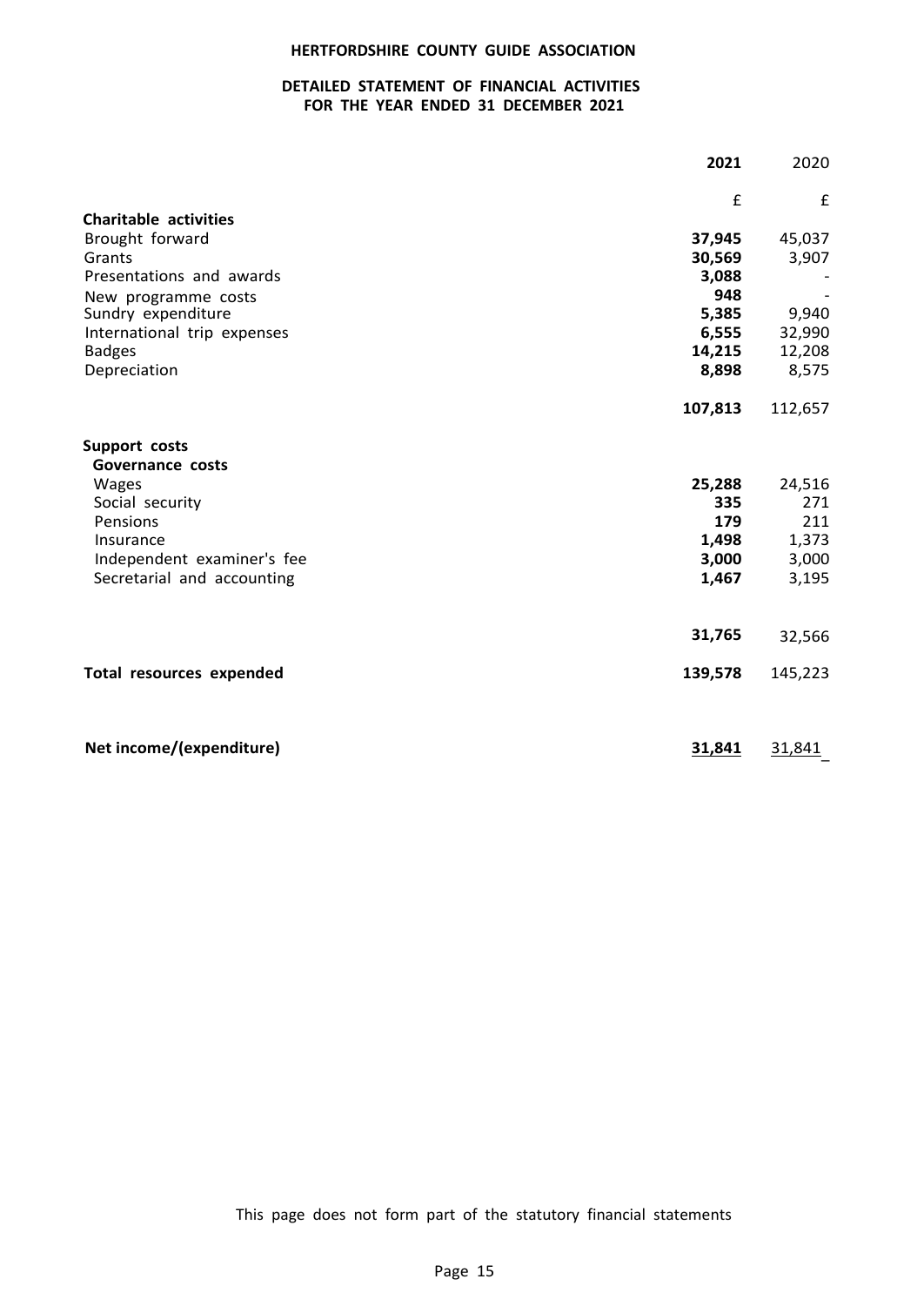**HERTFORDSHIRE COUNTY GUIDE ASSOCIATION**

**DETAILED STATEMENT OF FINANCIAL ACTIVITIES**
**FOR THE YEAR ENDED 31 DECEMBER 2021**

| | 2021 | 2020 |
|---|---|---|
| | £ | £ |
| **Charitable activities** | | |
| Brought forward | **37,945** | 45,037 |
| Grants | **30,569** | 3,907 |
| Presentations and awards | **3,088** | - |
| New programme costs | **948** | - |
| Sundry expenditure | **5,385** | 9,940 |
| International trip expenses | **6,555** | 32,990 |
| Badges | **14,215** | 12,208 |
| Depreciation | **8,898** | 8,575 |
| | **107,813** | 112,657 |
| **Support costs** | | |
| **Governance costs** | | |
| Wages | **25,288** | 24,516 |
| Social security | **335** | 271 |
| Pensions | **179** | 211 |
| Insurance | **1,498** | 1,373 |
| Independent examiner's fee | **3,000** | 3,000 |
| Secretarial and accounting | **1,467** | 3,195 |
| | **31,765** | 32,566 |
| **Total resources expended** | **139,578** | 145,223 |
| **Net income/(expenditure)** | **31,841** | 31,841 |

This page does not form part of the statutory financial statements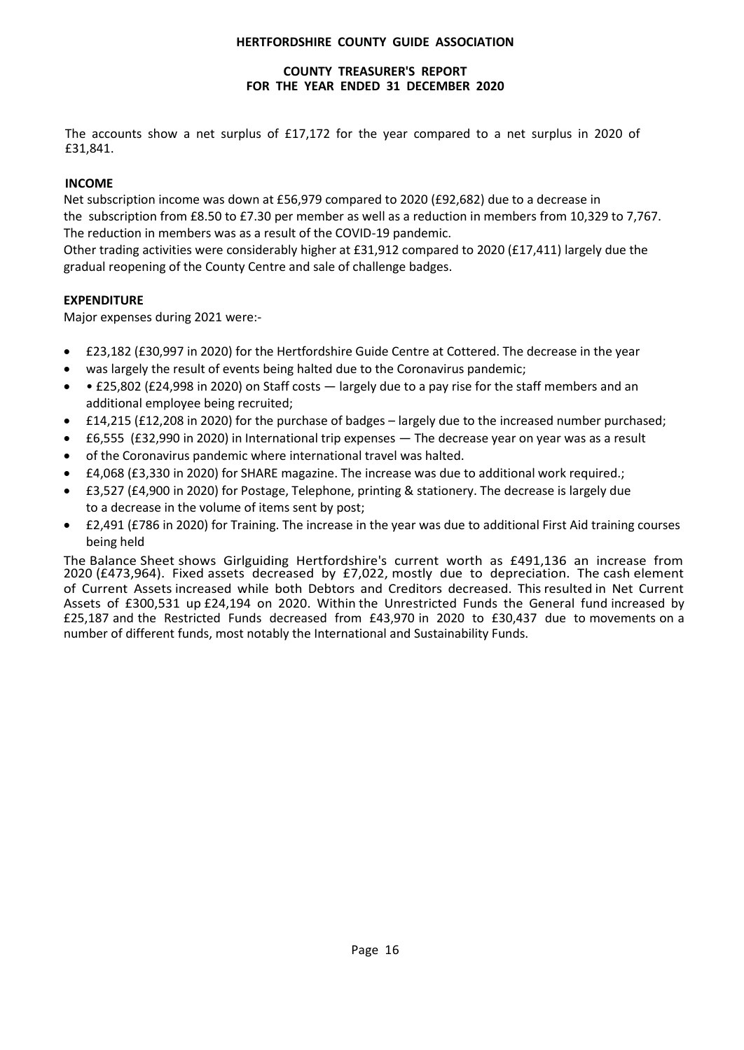**HERTFORDSHIRE COUNTY GUIDE ASSOCIATION**

**COUNTY TREASURER'S REPORT**
**FOR THE YEAR ENDED 31 DECEMBER 2020**

The accounts show a net surplus of £17,172 for the year compared to a net surplus in 2020 of £31,841.

**INCOME**

Net subscription income was down at £56,979 compared to 2020 (£92,682) due to a decrease in the subscription from £8.50 to £7.30 per member as well as a reduction in members from 10,329 to 7,767. The reduction in members was as a result of the COVID-19 pandemic.

Other trading activities were considerably higher at £31,912 compared to 2020 (£17,411) largely due the gradual reopening of the County Centre and sale of challenge badges.

**EXPENDITURE**

Major expenses during 2021 were:-

- £23,182 (£30,997 in 2020) for the Hertfordshire Guide Centre at Cottered. The decrease in the year
- was largely the result of events being halted due to the Coronavirus pandemic;
- • £25,802 (£24,998 in 2020) on Staff costs — largely due to a pay rise for the staff members and an additional employee being recruited;
- £14,215 (£12,208 in 2020) for the purchase of badges – largely due to the increased number purchased;
- £6,555 (£32,990 in 2020) in International trip expenses — The decrease year on year was as a result
- of the Coronavirus pandemic where international travel was halted.
- £4,068 (£3,330 in 2020) for SHARE magazine. The increase was due to additional work required.;
- £3,527 (£4,900 in 2020) for Postage, Telephone, printing & stationery. The decrease is largely due to a decrease in the volume of items sent by post;
- £2,491 (£786 in 2020) for Training. The increase in the year was due to additional First Aid training courses being held

The Balance Sheet shows Girlguiding Hertfordshire's current worth as £491,136 an increase from 2020 (£473,964). Fixed assets decreased by £7,022, mostly due to depreciation. The cash element of Current Assets increased while both Debtors and Creditors decreased. This resulted in Net Current Assets of £300,531 up £24,194 on 2020. Within the Unrestricted Funds the General fund increased by £25,187 and the Restricted Funds decreased from £43,970 in 2020 to £30,437 due to movements on a number of different funds, most notably the International and Sustainability Funds.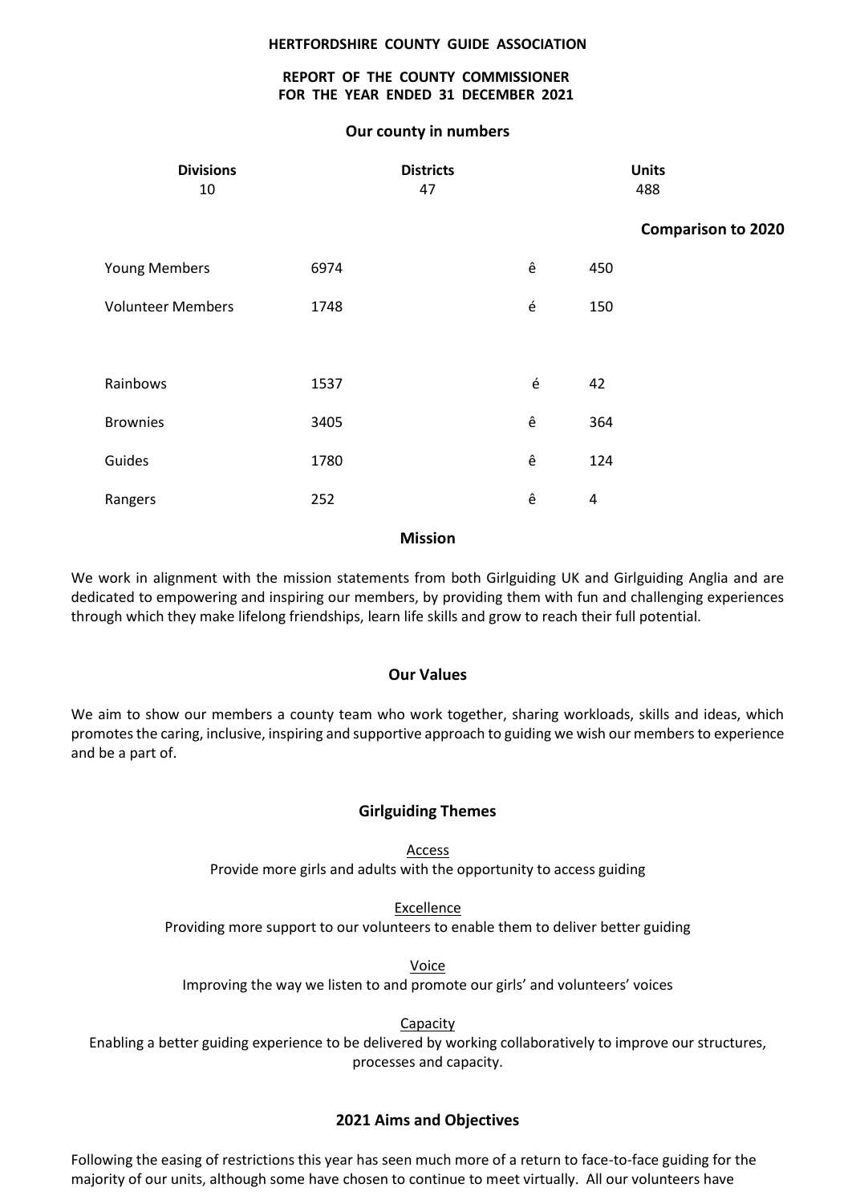**HERTFORDSHIRE COUNTY GUIDE ASSOCIATION**

**REPORT OF THE COUNTY COMMISSIONER FOR THE YEAR ENDED 31 DECEMBER 2021**

## Our county in numbers

| Divisions | Districts | Units |
|---|---|---|
| 10 | 47 | 488 |

| | | | Comparison to 2020 |
|---|---|---|---|
| Young Members | 6974 | ê | 450 |
| Volunteer Members | 1748 | é | 150 |
| | | | |
| Rainbows | 1537 | é | 42 |
| Brownies | 3405 | ê | 364 |
| Guides | 1780 | ê | 124 |
| Rangers | 252 | ê | 4 |

## Mission

We work in alignment with the mission statements from both Girlguiding UK and Girlguiding Anglia and are dedicated to empowering and inspiring our members, by providing them with fun and challenging experiences through which they make lifelong friendships, learn life skills and grow to reach their full potential.

## Our Values

We aim to show our members a county team who work together, sharing workloads, skills and ideas, which promotes the caring, inclusive, inspiring and supportive approach to guiding we wish our members to experience and be a part of.

## Girlguiding Themes

Access
Provide more girls and adults with the opportunity to access guiding

Excellence
Providing more support to our volunteers to enable them to deliver better guiding

Voice
Improving the way we listen to and promote our girls' and volunteers' voices

Capacity
Enabling a better guiding experience to be delivered by working collaboratively to improve our structures, processes and capacity.

## 2021 Aims and Objectives

Following the easing of restrictions this year has seen much more of a return to face-to-face guiding for the majority of our units, although some have chosen to continue to meet virtually. All our volunteers have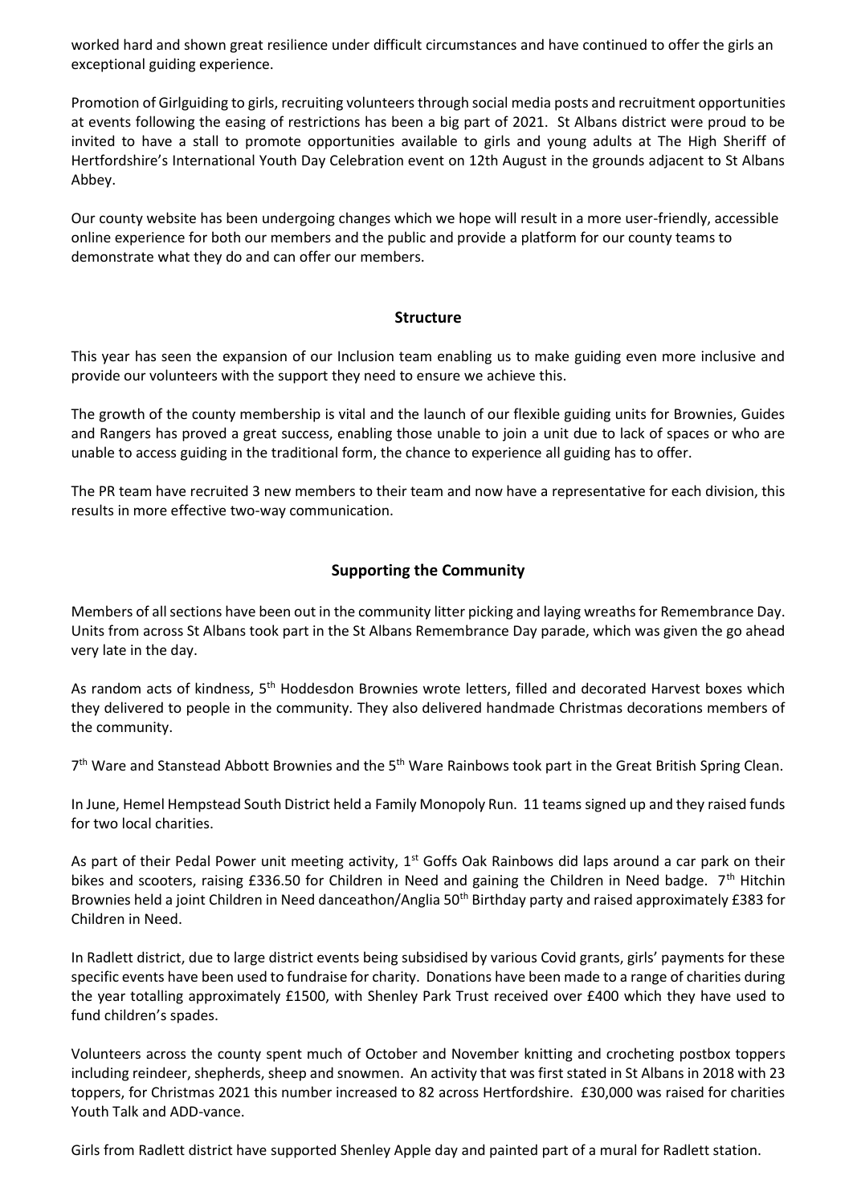worked hard and shown great resilience under difficult circumstances and have continued to offer the girls an exceptional guiding experience.

Promotion of Girlguiding to girls, recruiting volunteers through social media posts and recruitment opportunities at events following the easing of restrictions has been a big part of 2021. St Albans district were proud to be invited to have a stall to promote opportunities available to girls and young adults at The High Sheriff of Hertfordshire's International Youth Day Celebration event on 12th August in the grounds adjacent to St Albans Abbey.

Our county website has been undergoing changes which we hope will result in a more user-friendly, accessible online experience for both our members and the public and provide a platform for our county teams to demonstrate what they do and can offer our members.

## Structure

This year has seen the expansion of our Inclusion team enabling us to make guiding even more inclusive and provide our volunteers with the support they need to ensure we achieve this.

The growth of the county membership is vital and the launch of our flexible guiding units for Brownies, Guides and Rangers has proved a great success, enabling those unable to join a unit due to lack of spaces or who are unable to access guiding in the traditional form, the chance to experience all guiding has to offer.

The PR team have recruited 3 new members to their team and now have a representative for each division, this results in more effective two-way communication.

## Supporting the Community

Members of all sections have been out in the community litter picking and laying wreaths for Remembrance Day. Units from across St Albans took part in the St Albans Remembrance Day parade, which was given the go ahead very late in the day.

As random acts of kindness, 5th Hoddesdon Brownies wrote letters, filled and decorated Harvest boxes which they delivered to people in the community. They also delivered handmade Christmas decorations members of the community.

7th Ware and Stanstead Abbott Brownies and the 5th Ware Rainbows took part in the Great British Spring Clean.

In June, Hemel Hempstead South District held a Family Monopoly Run. 11 teams signed up and they raised funds for two local charities.

As part of their Pedal Power unit meeting activity, 1st Goffs Oak Rainbows did laps around a car park on their bikes and scooters, raising £336.50 for Children in Need and gaining the Children in Need badge. 7th Hitchin Brownies held a joint Children in Need danceathon/Anglia 50th Birthday party and raised approximately £383 for Children in Need.

In Radlett district, due to large district events being subsidised by various Covid grants, girls' payments for these specific events have been used to fundraise for charity. Donations have been made to a range of charities during the year totalling approximately £1500, with Shenley Park Trust received over £400 which they have used to fund children's spades.

Volunteers across the county spent much of October and November knitting and crocheting postbox toppers including reindeer, shepherds, sheep and snowmen. An activity that was first stated in St Albans in 2018 with 23 toppers, for Christmas 2021 this number increased to 82 across Hertfordshire. £30,000 was raised for charities Youth Talk and ADD-vance.

Girls from Radlett district have supported Shenley Apple day and painted part of a mural for Radlett station.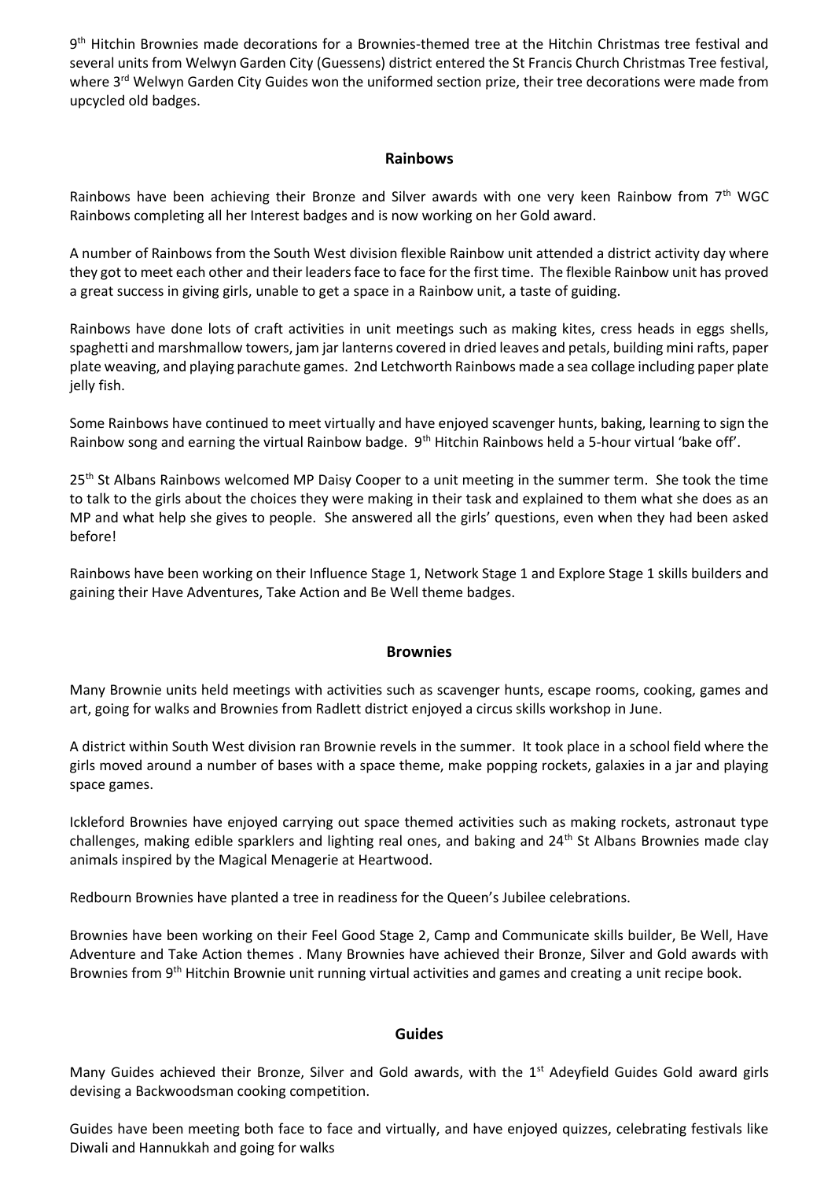9th Hitchin Brownies made decorations for a Brownies-themed tree at the Hitchin Christmas tree festival and several units from Welwyn Garden City (Guessens) district entered the St Francis Church Christmas Tree festival, where 3rd Welwyn Garden City Guides won the uniformed section prize, their tree decorations were made from upcycled old badges.

## Rainbows

Rainbows have been achieving their Bronze and Silver awards with one very keen Rainbow from 7th WGC Rainbows completing all her Interest badges and is now working on her Gold award.

A number of Rainbows from the South West division flexible Rainbow unit attended a district activity day where they got to meet each other and their leaders face to face for the first time. The flexible Rainbow unit has proved a great success in giving girls, unable to get a space in a Rainbow unit, a taste of guiding.

Rainbows have done lots of craft activities in unit meetings such as making kites, cress heads in eggs shells, spaghetti and marshmallow towers, jam jar lanterns covered in dried leaves and petals, building mini rafts, paper plate weaving, and playing parachute games. 2nd Letchworth Rainbows made a sea collage including paper plate jelly fish.

Some Rainbows have continued to meet virtually and have enjoyed scavenger hunts, baking, learning to sign the Rainbow song and earning the virtual Rainbow badge. 9th Hitchin Rainbows held a 5-hour virtual 'bake off'.

25th St Albans Rainbows welcomed MP Daisy Cooper to a unit meeting in the summer term. She took the time to talk to the girls about the choices they were making in their task and explained to them what she does as an MP and what help she gives to people. She answered all the girls' questions, even when they had been asked before!

Rainbows have been working on their Influence Stage 1, Network Stage 1 and Explore Stage 1 skills builders and gaining their Have Adventures, Take Action and Be Well theme badges.

## Brownies

Many Brownie units held meetings with activities such as scavenger hunts, escape rooms, cooking, games and art, going for walks and Brownies from Radlett district enjoyed a circus skills workshop in June.

A district within South West division ran Brownie revels in the summer. It took place in a school field where the girls moved around a number of bases with a space theme, make popping rockets, galaxies in a jar and playing space games.

Ickleford Brownies have enjoyed carrying out space themed activities such as making rockets, astronaut type challenges, making edible sparklers and lighting real ones, and baking and 24th St Albans Brownies made clay animals inspired by the Magical Menagerie at Heartwood.

Redbourn Brownies have planted a tree in readiness for the Queen's Jubilee celebrations.

Brownies have been working on their Feel Good Stage 2, Camp and Communicate skills builder, Be Well, Have Adventure and Take Action themes . Many Brownies have achieved their Bronze, Silver and Gold awards with Brownies from 9th Hitchin Brownie unit running virtual activities and games and creating a unit recipe book.

## Guides

Many Guides achieved their Bronze, Silver and Gold awards, with the 1st Adeyfield Guides Gold award girls devising a Backwoodsman cooking competition.

Guides have been meeting both face to face and virtually, and have enjoyed quizzes, celebrating festivals like Diwali and Hannukkah and going for walks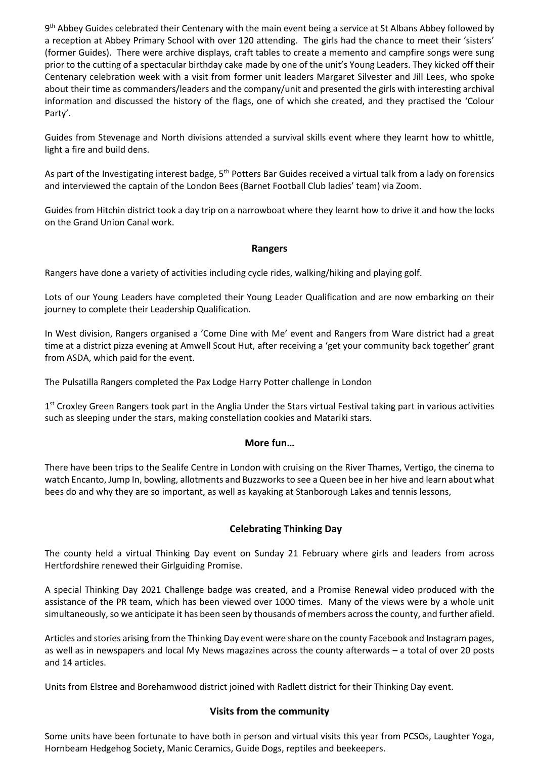9th Abbey Guides celebrated their Centenary with the main event being a service at St Albans Abbey followed by a reception at Abbey Primary School with over 120 attending. The girls had the chance to meet their 'sisters' (former Guides). There were archive displays, craft tables to create a memento and campfire songs were sung prior to the cutting of a spectacular birthday cake made by one of the unit's Young Leaders. They kicked off their Centenary celebration week with a visit from former unit leaders Margaret Silvester and Jill Lees, who spoke about their time as commanders/leaders and the company/unit and presented the girls with interesting archival information and discussed the history of the flags, one of which she created, and they practised the 'Colour Party'.

Guides from Stevenage and North divisions attended a survival skills event where they learnt how to whittle, light a fire and build dens.

As part of the Investigating interest badge, 5th Potters Bar Guides received a virtual talk from a lady on forensics and interviewed the captain of the London Bees (Barnet Football Club ladies' team) via Zoom.

Guides from Hitchin district took a day trip on a narrowboat where they learnt how to drive it and how the locks on the Grand Union Canal work.

## Rangers

Rangers have done a variety of activities including cycle rides, walking/hiking and playing golf.

Lots of our Young Leaders have completed their Young Leader Qualification and are now embarking on their journey to complete their Leadership Qualification.

In West division, Rangers organised a 'Come Dine with Me' event and Rangers from Ware district had a great time at a district pizza evening at Amwell Scout Hut, after receiving a 'get your community back together' grant from ASDA, which paid for the event.

The Pulsatilla Rangers completed the Pax Lodge Harry Potter challenge in London

1st Croxley Green Rangers took part in the Anglia Under the Stars virtual Festival taking part in various activities such as sleeping under the stars, making constellation cookies and Matariki stars.

## More fun…

There have been trips to the Sealife Centre in London with cruising on the River Thames, Vertigo, the cinema to watch Encanto, Jump In, bowling, allotments and Buzzworks to see a Queen bee in her hive and learn about what bees do and why they are so important, as well as kayaking at Stanborough Lakes and tennis lessons,

## Celebrating Thinking Day

The county held a virtual Thinking Day event on Sunday 21 February where girls and leaders from across Hertfordshire renewed their Girlguiding Promise.

A special Thinking Day 2021 Challenge badge was created, and a Promise Renewal video produced with the assistance of the PR team, which has been viewed over 1000 times. Many of the views were by a whole unit simultaneously, so we anticipate it has been seen by thousands of members across the county, and further afield.

Articles and stories arising from the Thinking Day event were share on the county Facebook and Instagram pages, as well as in newspapers and local My News magazines across the county afterwards – a total of over 20 posts and 14 articles.

Units from Elstree and Borehamwood district joined with Radlett district for their Thinking Day event.

## Visits from the community

Some units have been fortunate to have both in person and virtual visits this year from PCSOs, Laughter Yoga, Hornbeam Hedgehog Society, Manic Ceramics, Guide Dogs, reptiles and beekeepers.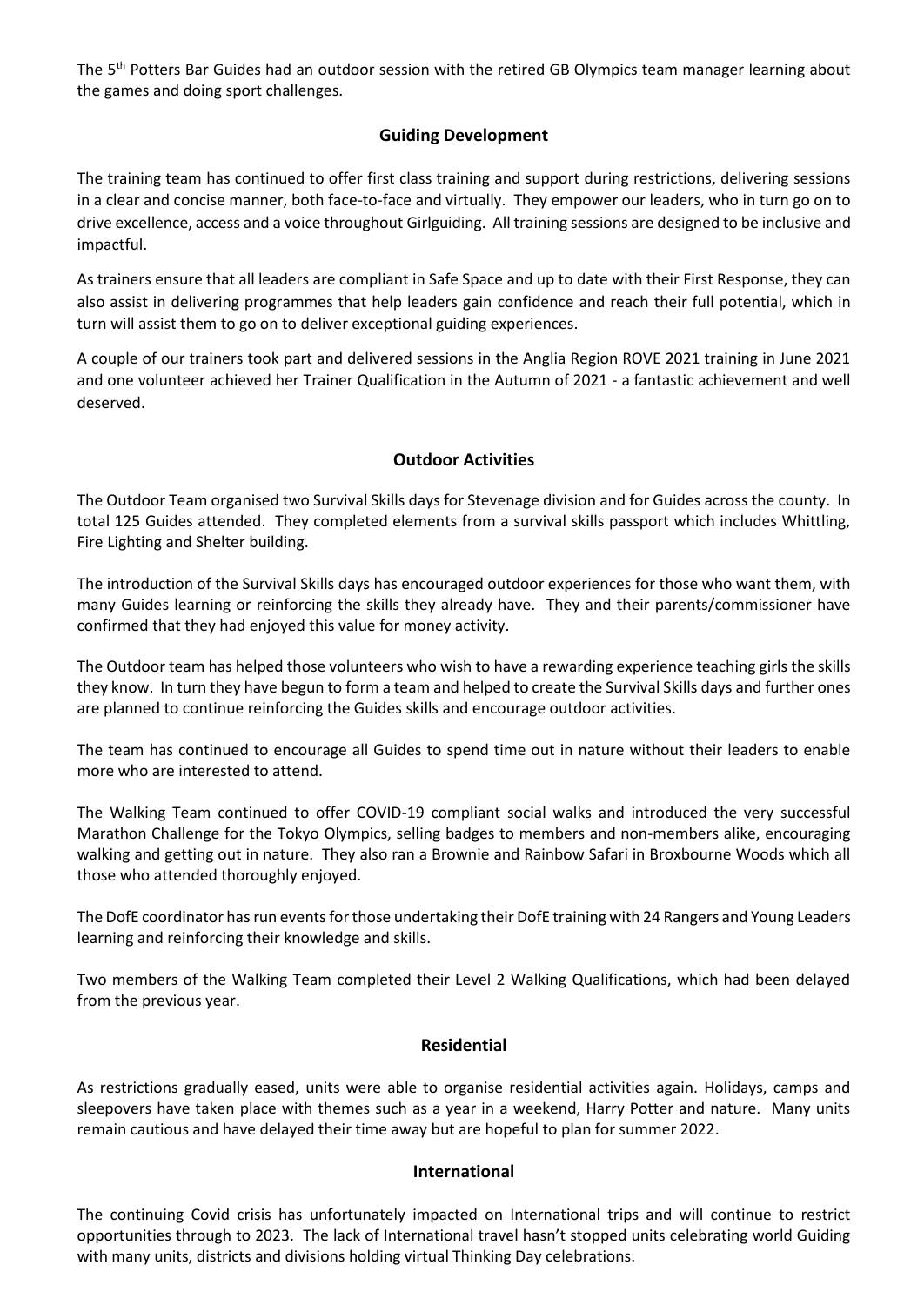The 5th Potters Bar Guides had an outdoor session with the retired GB Olympics team manager learning about the games and doing sport challenges.

## Guiding Development

The training team has continued to offer first class training and support during restrictions, delivering sessions in a clear and concise manner, both face-to-face and virtually. They empower our leaders, who in turn go on to drive excellence, access and a voice throughout Girlguiding. All training sessions are designed to be inclusive and impactful.

As trainers ensure that all leaders are compliant in Safe Space and up to date with their First Response, they can also assist in delivering programmes that help leaders gain confidence and reach their full potential, which in turn will assist them to go on to deliver exceptional guiding experiences.

A couple of our trainers took part and delivered sessions in the Anglia Region ROVE 2021 training in June 2021 and one volunteer achieved her Trainer Qualification in the Autumn of 2021 - a fantastic achievement and well deserved.

## Outdoor Activities

The Outdoor Team organised two Survival Skills days for Stevenage division and for Guides across the county. In total 125 Guides attended. They completed elements from a survival skills passport which includes Whittling, Fire Lighting and Shelter building.

The introduction of the Survival Skills days has encouraged outdoor experiences for those who want them, with many Guides learning or reinforcing the skills they already have. They and their parents/commissioner have confirmed that they had enjoyed this value for money activity.

The Outdoor team has helped those volunteers who wish to have a rewarding experience teaching girls the skills they know. In turn they have begun to form a team and helped to create the Survival Skills days and further ones are planned to continue reinforcing the Guides skills and encourage outdoor activities.

The team has continued to encourage all Guides to spend time out in nature without their leaders to enable more who are interested to attend.

The Walking Team continued to offer COVID-19 compliant social walks and introduced the very successful Marathon Challenge for the Tokyo Olympics, selling badges to members and non-members alike, encouraging walking and getting out in nature. They also ran a Brownie and Rainbow Safari in Broxbourne Woods which all those who attended thoroughly enjoyed.

The DofE coordinator has run events for those undertaking their DofE training with 24 Rangers and Young Leaders learning and reinforcing their knowledge and skills.

Two members of the Walking Team completed their Level 2 Walking Qualifications, which had been delayed from the previous year.

## Residential

As restrictions gradually eased, units were able to organise residential activities again. Holidays, camps and sleepovers have taken place with themes such as a year in a weekend, Harry Potter and nature. Many units remain cautious and have delayed their time away but are hopeful to plan for summer 2022.

## International

The continuing Covid crisis has unfortunately impacted on International trips and will continue to restrict opportunities through to 2023. The lack of International travel hasn't stopped units celebrating world Guiding with many units, districts and divisions holding virtual Thinking Day celebrations.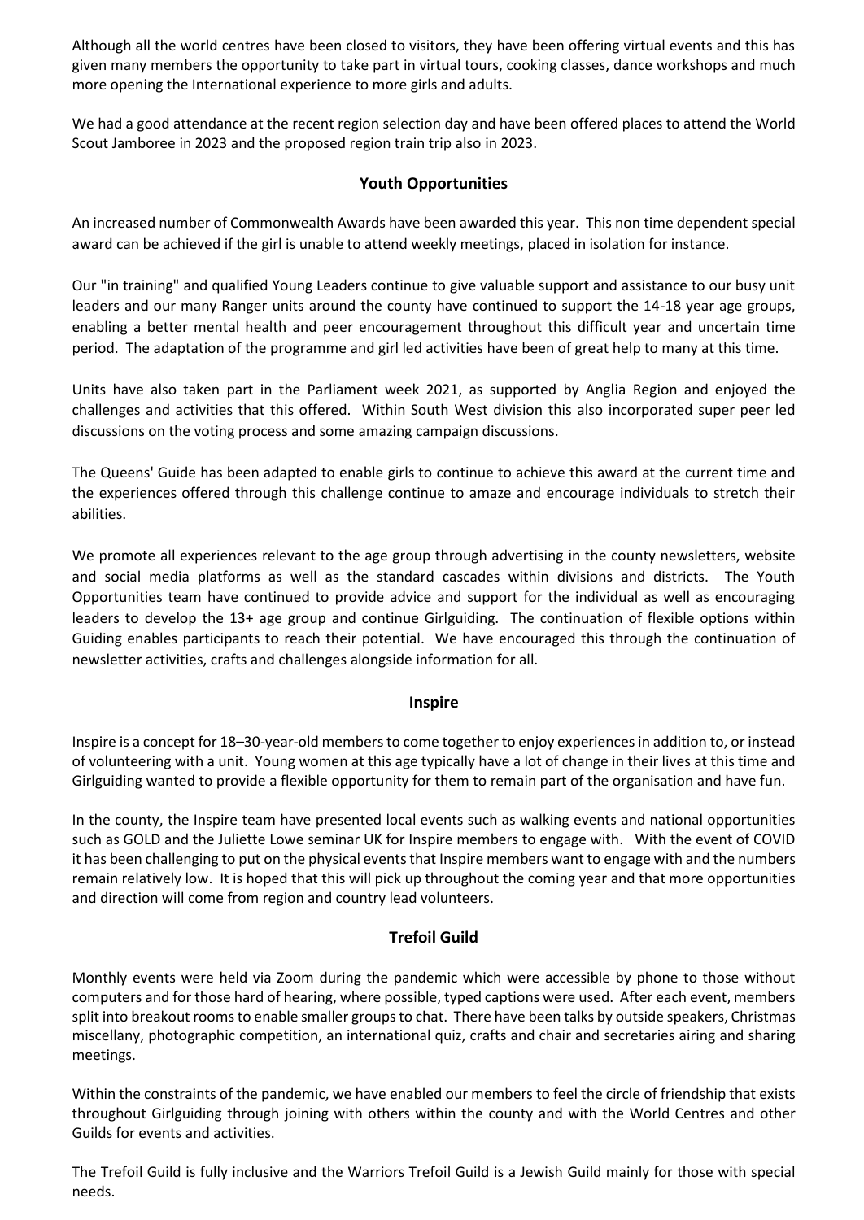Although all the world centres have been closed to visitors, they have been offering virtual events and this has given many members the opportunity to take part in virtual tours, cooking classes, dance workshops and much more opening the International experience to more girls and adults.

We had a good attendance at the recent region selection day and have been offered places to attend the World Scout Jamboree in 2023 and the proposed region train trip also in 2023.

## Youth Opportunities

An increased number of Commonwealth Awards have been awarded this year. This non time dependent special award can be achieved if the girl is unable to attend weekly meetings, placed in isolation for instance.

Our "in training" and qualified Young Leaders continue to give valuable support and assistance to our busy unit leaders and our many Ranger units around the county have continued to support the 14-18 year age groups, enabling a better mental health and peer encouragement throughout this difficult year and uncertain time period. The adaptation of the programme and girl led activities have been of great help to many at this time.

Units have also taken part in the Parliament week 2021, as supported by Anglia Region and enjoyed the challenges and activities that this offered. Within South West division this also incorporated super peer led discussions on the voting process and some amazing campaign discussions.

The Queens' Guide has been adapted to enable girls to continue to achieve this award at the current time and the experiences offered through this challenge continue to amaze and encourage individuals to stretch their abilities.

We promote all experiences relevant to the age group through advertising in the county newsletters, website and social media platforms as well as the standard cascades within divisions and districts. The Youth Opportunities team have continued to provide advice and support for the individual as well as encouraging leaders to develop the 13+ age group and continue Girlguiding. The continuation of flexible options within Guiding enables participants to reach their potential. We have encouraged this through the continuation of newsletter activities, crafts and challenges alongside information for all.

## Inspire

Inspire is a concept for 18–30-year-old members to come together to enjoy experiences in addition to, or instead of volunteering with a unit. Young women at this age typically have a lot of change in their lives at this time and Girlguiding wanted to provide a flexible opportunity for them to remain part of the organisation and have fun.

In the county, the Inspire team have presented local events such as walking events and national opportunities such as GOLD and the Juliette Lowe seminar UK for Inspire members to engage with. With the event of COVID it has been challenging to put on the physical events that Inspire members want to engage with and the numbers remain relatively low. It is hoped that this will pick up throughout the coming year and that more opportunities and direction will come from region and country lead volunteers.

## Trefoil Guild

Monthly events were held via Zoom during the pandemic which were accessible by phone to those without computers and for those hard of hearing, where possible, typed captions were used. After each event, members split into breakout rooms to enable smaller groups to chat. There have been talks by outside speakers, Christmas miscellany, photographic competition, an international quiz, crafts and chair and secretaries airing and sharing meetings.

Within the constraints of the pandemic, we have enabled our members to feel the circle of friendship that exists throughout Girlguiding through joining with others within the county and with the World Centres and other Guilds for events and activities.

The Trefoil Guild is fully inclusive and the Warriors Trefoil Guild is a Jewish Guild mainly for those with special needs.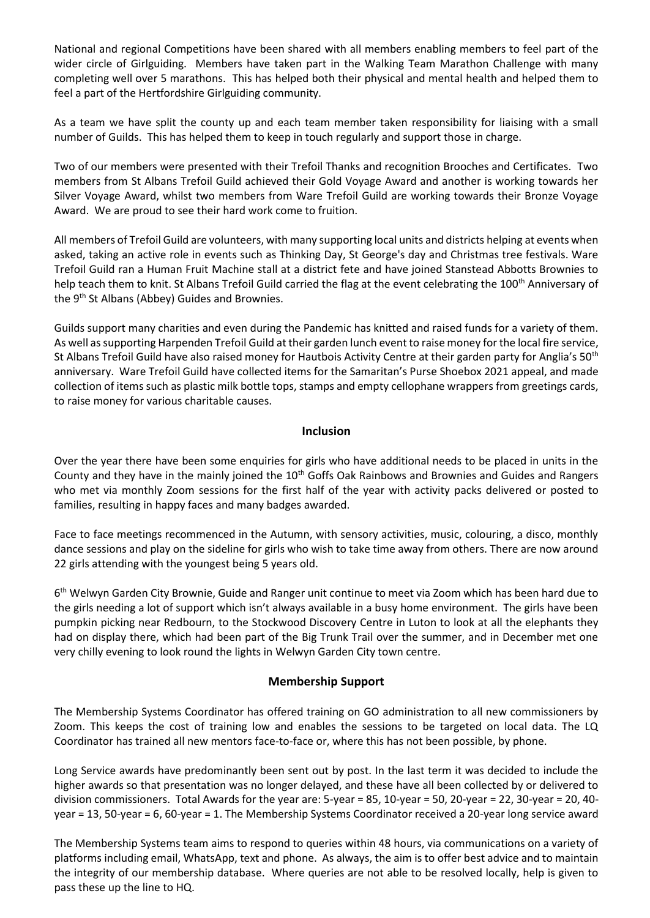National and regional Competitions have been shared with all members enabling members to feel part of the wider circle of Girlguiding. Members have taken part in the Walking Team Marathon Challenge with many completing well over 5 marathons. This has helped both their physical and mental health and helped them to feel a part of the Hertfordshire Girlguiding community.

As a team we have split the county up and each team member taken responsibility for liaising with a small number of Guilds. This has helped them to keep in touch regularly and support those in charge.

Two of our members were presented with their Trefoil Thanks and recognition Brooches and Certificates. Two members from St Albans Trefoil Guild achieved their Gold Voyage Award and another is working towards her Silver Voyage Award, whilst two members from Ware Trefoil Guild are working towards their Bronze Voyage Award. We are proud to see their hard work come to fruition.

All members of Trefoil Guild are volunteers, with many supporting local units and districts helping at events when asked, taking an active role in events such as Thinking Day, St George's day and Christmas tree festivals. Ware Trefoil Guild ran a Human Fruit Machine stall at a district fete and have joined Stanstead Abbotts Brownies to help teach them to knit. St Albans Trefoil Guild carried the flag at the event celebrating the 100th Anniversary of the 9th St Albans (Abbey) Guides and Brownies.

Guilds support many charities and even during the Pandemic has knitted and raised funds for a variety of them. As well as supporting Harpenden Trefoil Guild at their garden lunch event to raise money for the local fire service, St Albans Trefoil Guild have also raised money for Hautbois Activity Centre at their garden party for Anglia's 50th anniversary. Ware Trefoil Guild have collected items for the Samaritan's Purse Shoebox 2021 appeal, and made collection of items such as plastic milk bottle tops, stamps and empty cellophane wrappers from greetings cards, to raise money for various charitable causes.

## Inclusion

Over the year there have been some enquiries for girls who have additional needs to be placed in units in the County and they have in the mainly joined the 10th Goffs Oak Rainbows and Brownies and Guides and Rangers who met via monthly Zoom sessions for the first half of the year with activity packs delivered or posted to families, resulting in happy faces and many badges awarded.

Face to face meetings recommenced in the Autumn, with sensory activities, music, colouring, a disco, monthly dance sessions and play on the sideline for girls who wish to take time away from others. There are now around 22 girls attending with the youngest being 5 years old.

6th Welwyn Garden City Brownie, Guide and Ranger unit continue to meet via Zoom which has been hard due to the girls needing a lot of support which isn't always available in a busy home environment. The girls have been pumpkin picking near Redbourn, to the Stockwood Discovery Centre in Luton to look at all the elephants they had on display there, which had been part of the Big Trunk Trail over the summer, and in December met one very chilly evening to look round the lights in Welwyn Garden City town centre.

## Membership Support

The Membership Systems Coordinator has offered training on GO administration to all new commissioners by Zoom. This keeps the cost of training low and enables the sessions to be targeted on local data. The LQ Coordinator has trained all new mentors face-to-face or, where this has not been possible, by phone.

Long Service awards have predominantly been sent out by post. In the last term it was decided to include the higher awards so that presentation was no longer delayed, and these have all been collected by or delivered to division commissioners. Total Awards for the year are: 5-year = 85, 10-year = 50, 20-year = 22, 30-year = 20, 40-year = 13, 50-year = 6, 60-year = 1. The Membership Systems Coordinator received a 20-year long service award

The Membership Systems team aims to respond to queries within 48 hours, via communications on a variety of platforms including email, WhatsApp, text and phone. As always, the aim is to offer best advice and to maintain the integrity of our membership database. Where queries are not able to be resolved locally, help is given to pass these up the line to HQ.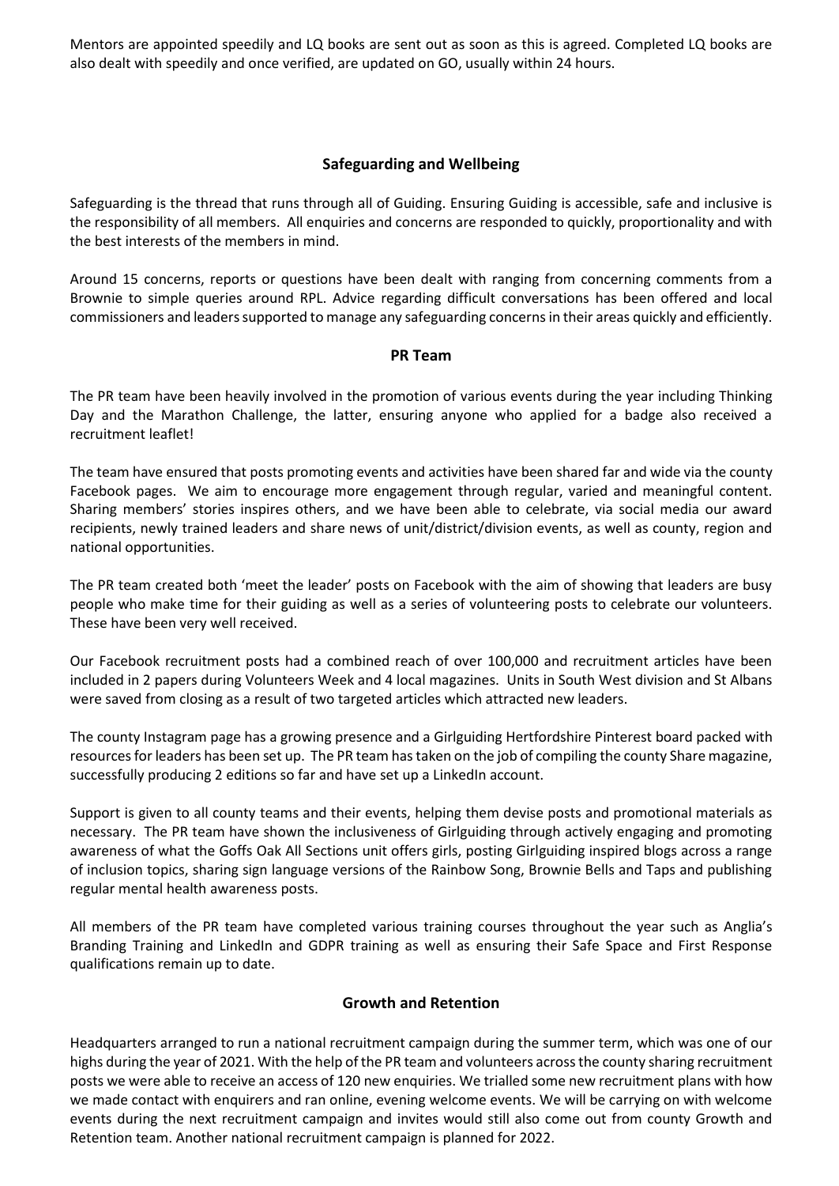Mentors are appointed speedily and LQ books are sent out as soon as this is agreed. Completed LQ books are also dealt with speedily and once verified, are updated on GO, usually within 24 hours.

## Safeguarding and Wellbeing

Safeguarding is the thread that runs through all of Guiding. Ensuring Guiding is accessible, safe and inclusive is the responsibility of all members. All enquiries and concerns are responded to quickly, proportionality and with the best interests of the members in mind.

Around 15 concerns, reports or questions have been dealt with ranging from concerning comments from a Brownie to simple queries around RPL. Advice regarding difficult conversations has been offered and local commissioners and leaders supported to manage any safeguarding concerns in their areas quickly and efficiently.

## PR Team

The PR team have been heavily involved in the promotion of various events during the year including Thinking Day and the Marathon Challenge, the latter, ensuring anyone who applied for a badge also received a recruitment leaflet!

The team have ensured that posts promoting events and activities have been shared far and wide via the county Facebook pages. We aim to encourage more engagement through regular, varied and meaningful content. Sharing members' stories inspires others, and we have been able to celebrate, via social media our award recipients, newly trained leaders and share news of unit/district/division events, as well as county, region and national opportunities.

The PR team created both 'meet the leader' posts on Facebook with the aim of showing that leaders are busy people who make time for their guiding as well as a series of volunteering posts to celebrate our volunteers. These have been very well received.

Our Facebook recruitment posts had a combined reach of over 100,000 and recruitment articles have been included in 2 papers during Volunteers Week and 4 local magazines. Units in South West division and St Albans were saved from closing as a result of two targeted articles which attracted new leaders.

The county Instagram page has a growing presence and a Girlguiding Hertfordshire Pinterest board packed with resources for leaders has been set up. The PR team has taken on the job of compiling the county Share magazine, successfully producing 2 editions so far and have set up a LinkedIn account.

Support is given to all county teams and their events, helping them devise posts and promotional materials as necessary. The PR team have shown the inclusiveness of Girlguiding through actively engaging and promoting awareness of what the Goffs Oak All Sections unit offers girls, posting Girlguiding inspired blogs across a range of inclusion topics, sharing sign language versions of the Rainbow Song, Brownie Bells and Taps and publishing regular mental health awareness posts.

All members of the PR team have completed various training courses throughout the year such as Anglia's Branding Training and LinkedIn and GDPR training as well as ensuring their Safe Space and First Response qualifications remain up to date.

## Growth and Retention

Headquarters arranged to run a national recruitment campaign during the summer term, which was one of our highs during the year of 2021. With the help of the PR team and volunteers across the county sharing recruitment posts we were able to receive an access of 120 new enquiries. We trialled some new recruitment plans with how we made contact with enquirers and ran online, evening welcome events. We will be carrying on with welcome events during the next recruitment campaign and invites would still also come out from county Growth and Retention team. Another national recruitment campaign is planned for 2022.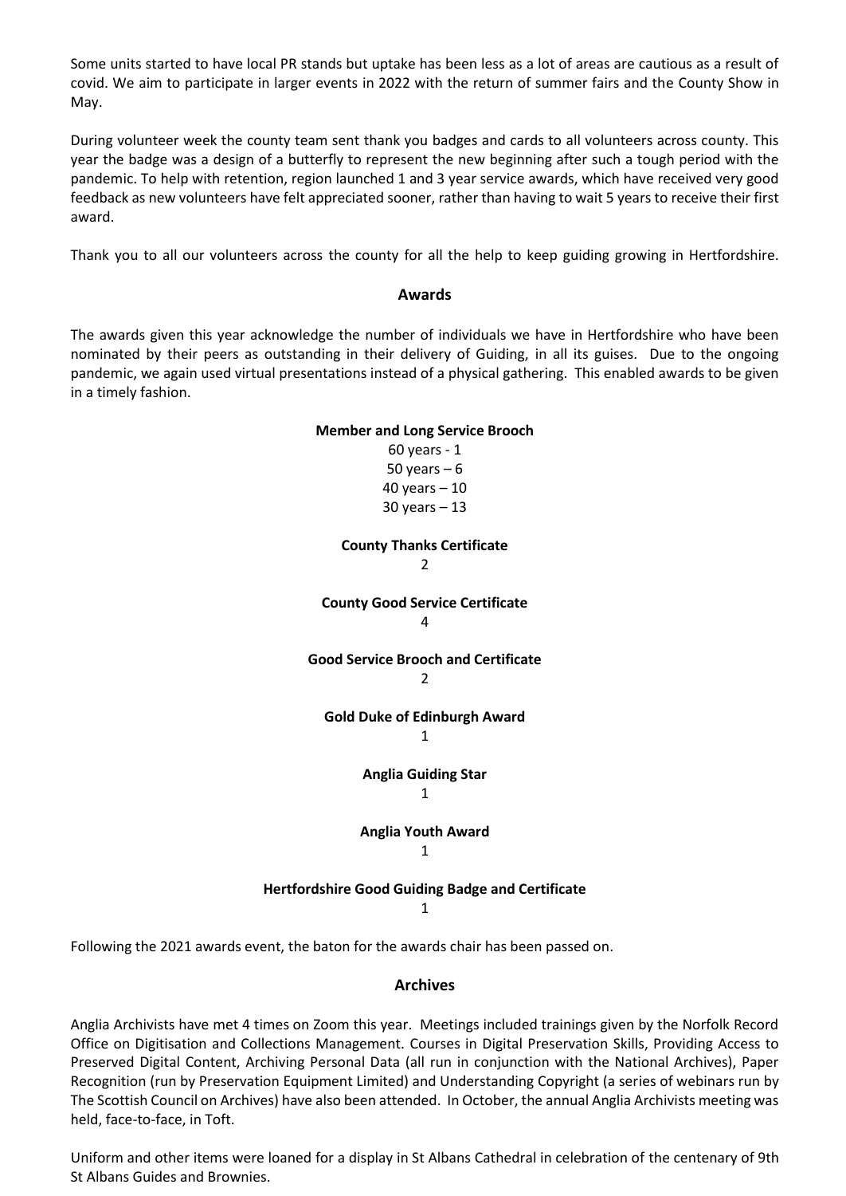Some units started to have local PR stands but uptake has been less as a lot of areas are cautious as a result of covid. We aim to participate in larger events in 2022 with the return of summer fairs and the County Show in May.

During volunteer week the county team sent thank you badges and cards to all volunteers across county. This year the badge was a design of a butterfly to represent the new beginning after such a tough period with the pandemic. To help with retention, region launched 1 and 3 year service awards, which have received very good feedback as new volunteers have felt appreciated sooner, rather than having to wait 5 years to receive their first award.

Thank you to all our volunteers across the county for all the help to keep guiding growing in Hertfordshire.

## Awards

The awards given this year acknowledge the number of individuals we have in Hertfordshire who have been nominated by their peers as outstanding in their delivery of Guiding, in all its guises. Due to the ongoing pandemic, we again used virtual presentations instead of a physical gathering. This enabled awards to be given in a timely fashion.

**Member and Long Service Brooch**

60 years - 1
50 years – 6
40 years – 10
30 years – 13

**County Thanks Certificate**

2

**County Good Service Certificate**

4

**Good Service Brooch and Certificate**

2

**Gold Duke of Edinburgh Award**

1

**Anglia Guiding Star**

1

**Anglia Youth Award**

1

**Hertfordshire Good Guiding Badge and Certificate**

1

Following the 2021 awards event, the baton for the awards chair has been passed on.

## Archives

Anglia Archivists have met 4 times on Zoom this year. Meetings included trainings given by the Norfolk Record Office on Digitisation and Collections Management. Courses in Digital Preservation Skills, Providing Access to Preserved Digital Content, Archiving Personal Data (all run in conjunction with the National Archives), Paper Recognition (run by Preservation Equipment Limited) and Understanding Copyright (a series of webinars run by The Scottish Council on Archives) have also been attended. In October, the annual Anglia Archivists meeting was held, face-to-face, in Toft.

Uniform and other items were loaned for a display in St Albans Cathedral in celebration of the centenary of 9th St Albans Guides and Brownies.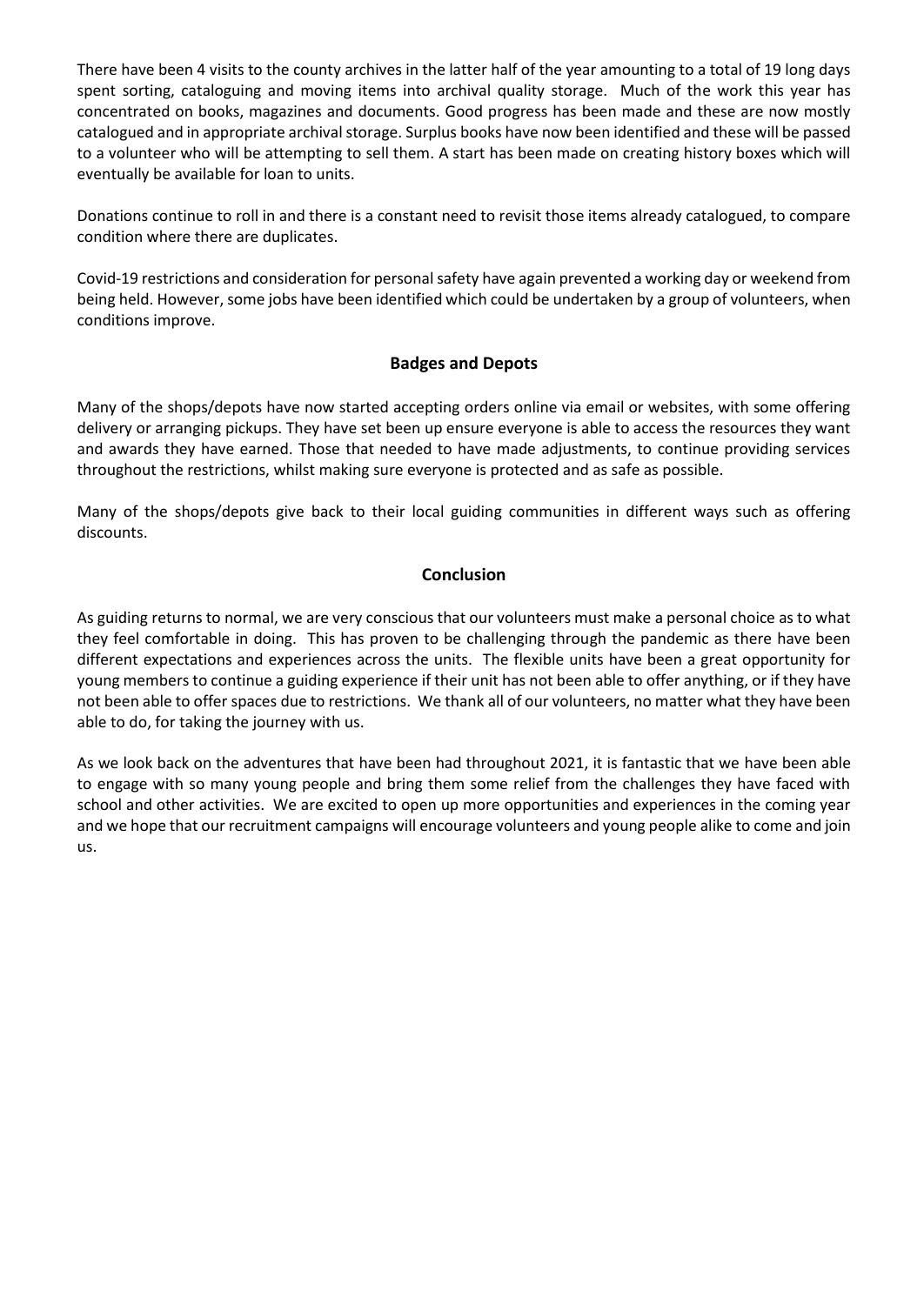There have been 4 visits to the county archives in the latter half of the year amounting to a total of 19 long days spent sorting, cataloguing and moving items into archival quality storage. Much of the work this year has concentrated on books, magazines and documents. Good progress has been made and these are now mostly catalogued and in appropriate archival storage. Surplus books have now been identified and these will be passed to a volunteer who will be attempting to sell them. A start has been made on creating history boxes which will eventually be available for loan to units.

Donations continue to roll in and there is a constant need to revisit those items already catalogued, to compare condition where there are duplicates.

Covid-19 restrictions and consideration for personal safety have again prevented a working day or weekend from being held. However, some jobs have been identified which could be undertaken by a group of volunteers, when conditions improve.

## Badges and Depots

Many of the shops/depots have now started accepting orders online via email or websites, with some offering delivery or arranging pickups. They have set been up ensure everyone is able to access the resources they want and awards they have earned. Those that needed to have made adjustments, to continue providing services throughout the restrictions, whilst making sure everyone is protected and as safe as possible.

Many of the shops/depots give back to their local guiding communities in different ways such as offering discounts.

## Conclusion

As guiding returns to normal, we are very conscious that our volunteers must make a personal choice as to what they feel comfortable in doing. This has proven to be challenging through the pandemic as there have been different expectations and experiences across the units. The flexible units have been a great opportunity for young members to continue a guiding experience if their unit has not been able to offer anything, or if they have not been able to offer spaces due to restrictions. We thank all of our volunteers, no matter what they have been able to do, for taking the journey with us.

As we look back on the adventures that have been had throughout 2021, it is fantastic that we have been able to engage with so many young people and bring them some relief from the challenges they have faced with school and other activities. We are excited to open up more opportunities and experiences in the coming year and we hope that our recruitment campaigns will encourage volunteers and young people alike to come and join us.